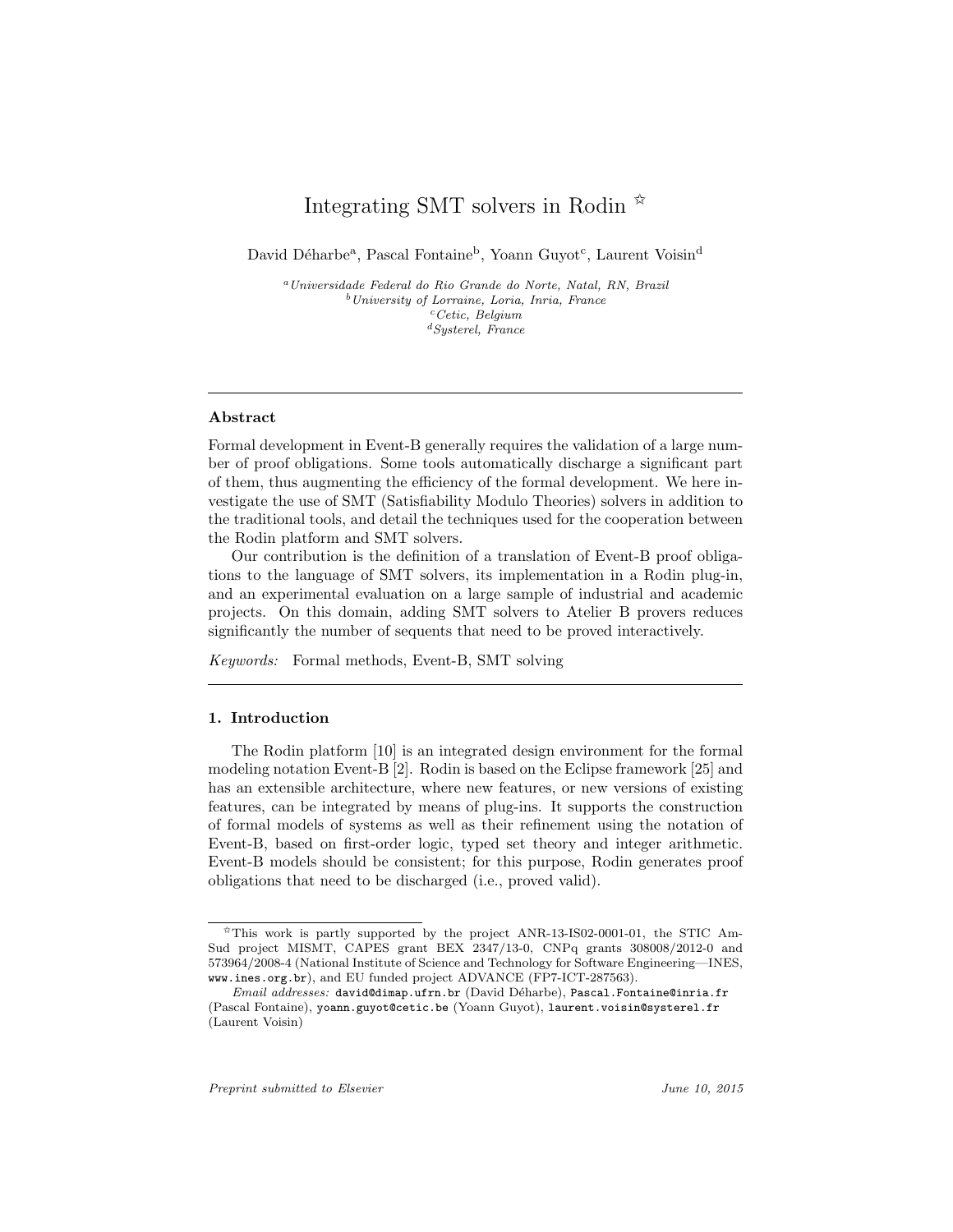# Integrating SMT solvers in Rodin [☆]

David Déharbe[a], Pascal Fontaine[b], Yoann Guyot[c], Laurent Voisin[d]

[a] *Universidade Federal do Rio Grande do Norte, Natal, RN, Brazil*
[b] *University of Lorraine, Loria, Inria, France*
[c] *Cetic, Belgium*
[d] *Systerel, France*

---

## Abstract

Formal development in Event-B generally requires the validation of a large number of proof obligations. Some tools automatically discharge a significant part of them, thus augmenting the efficiency of the formal development. We here investigate the use of SMT (Satisfiability Modulo Theories) solvers in addition to the traditional tools, and detail the techniques used for the cooperation between the Rodin platform and SMT solvers.

Our contribution is the definition of a translation of Event-B proof obligations to the language of SMT solvers, its implementation in a Rodin plug-in, and an experimental evaluation on a large sample of industrial and academic projects. On this domain, adding SMT solvers to Atelier B provers reduces significantly the number of sequents that need to be proved interactively.

*Keywords:* Formal methods, Event-B, SMT solving

---

## 1. Introduction

The Rodin platform [10] is an integrated design environment for the formal modeling notation Event-B [2]. Rodin is based on the Eclipse framework [25] and has an extensible architecture, where new features, or new versions of existing features, can be integrated by means of plug-ins. It supports the construction of formal models of systems as well as their refinement using the notation of Event-B, based on first-order logic, typed set theory and integer arithmetic. Event-B models should be consistent; for this purpose, Rodin generates proof obligations that need to be discharged (i.e., proved valid).

---

[☆] This work is partly supported by the project ANR-13-IS02-0001-01, the STIC AmSud project MISMT, CAPES grant BEX 2347/13-0, CNPq grants 308008/2012-0 and 573964/2008-4 (National Institute of Science and Technology for Software Engineering—INES, `www.ines.org.br`), and EU funded project ADVANCE (FP7-ICT-287563).

*Email addresses:* `david@dimap.ufrn.br` (David Déharbe), `Pascal.Fontaine@inria.fr` (Pascal Fontaine), `yoann.guyot@cetic.be` (Yoann Guyot), `laurent.voisin@systerel.fr` (Laurent Voisin)

*Preprint submitted to Elsevier* — *June 10, 2015*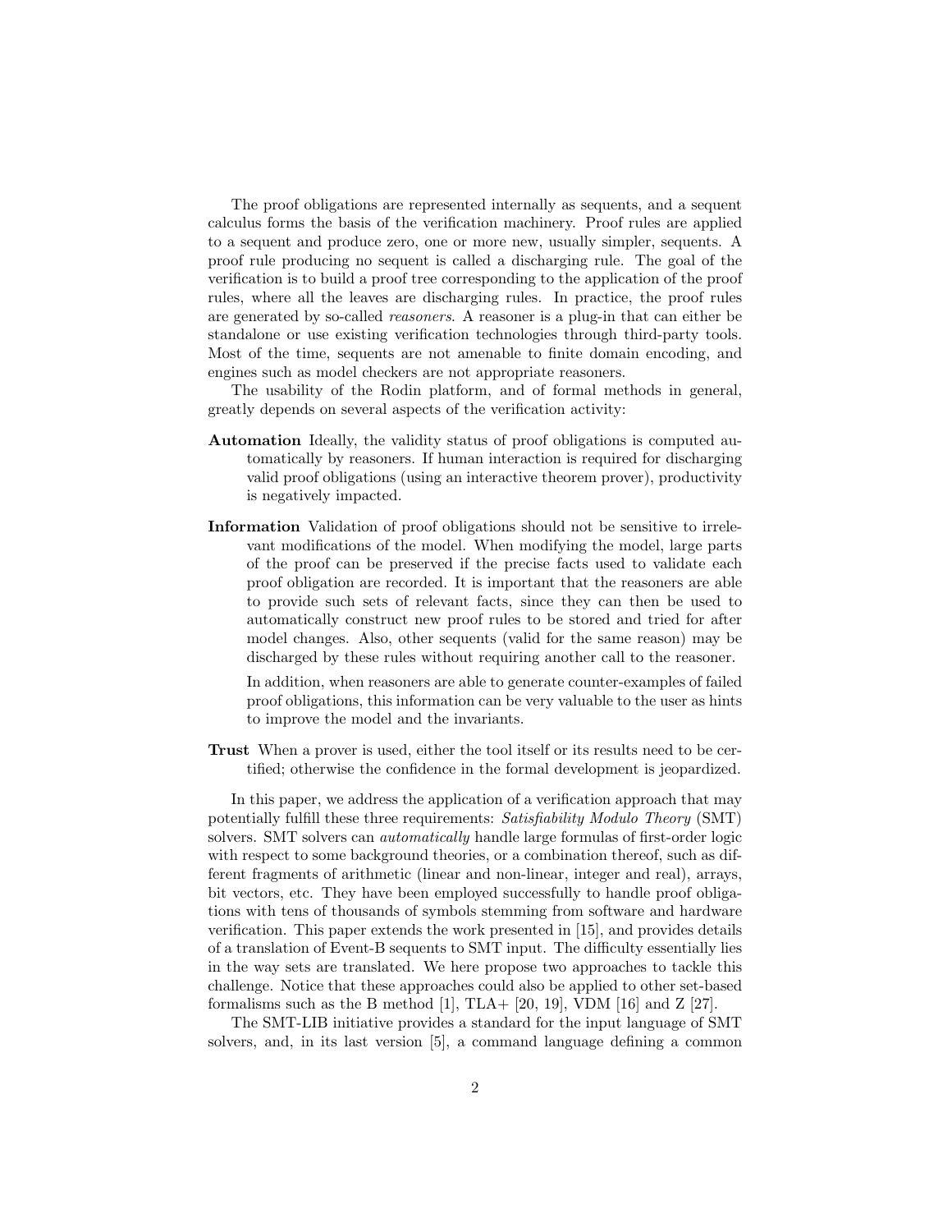The proof obligations are represented internally as sequents, and a sequent calculus forms the basis of the verification machinery. Proof rules are applied to a sequent and produce zero, one or more new, usually simpler, sequents. A proof rule producing no sequent is called a discharging rule. The goal of the verification is to build a proof tree corresponding to the application of the proof rules, where all the leaves are discharging rules. In practice, the proof rules are generated by so-called *reasoners*. A reasoner is a plug-in that can either be standalone or use existing verification technologies through third-party tools. Most of the time, sequents are not amenable to finite domain encoding, and engines such as model checkers are not appropriate reasoners.

The usability of the Rodin platform, and of formal methods in general, greatly depends on several aspects of the verification activity:

**Automation** Ideally, the validity status of proof obligations is computed automatically by reasoners. If human interaction is required for discharging valid proof obligations (using an interactive theorem prover), productivity is negatively impacted.

**Information** Validation of proof obligations should not be sensitive to irrelevant modifications of the model. When modifying the model, large parts of the proof can be preserved if the precise facts used to validate each proof obligation are recorded. It is important that the reasoners are able to provide such sets of relevant facts, since they can then be used to automatically construct new proof rules to be stored and tried for after model changes. Also, other sequents (valid for the same reason) may be discharged by these rules without requiring another call to the reasoner.

In addition, when reasoners are able to generate counter-examples of failed proof obligations, this information can be very valuable to the user as hints to improve the model and the invariants.

**Trust** When a prover is used, either the tool itself or its results need to be certified; otherwise the confidence in the formal development is jeopardized.

In this paper, we address the application of a verification approach that may potentially fulfill these three requirements: *Satisfiability Modulo Theory* (SMT) solvers. SMT solvers can *automatically* handle large formulas of first-order logic with respect to some background theories, or a combination thereof, such as different fragments of arithmetic (linear and non-linear, integer and real), arrays, bit vectors, etc. They have been employed successfully to handle proof obligations with tens of thousands of symbols stemming from software and hardware verification. This paper extends the work presented in [15], and provides details of a translation of Event-B sequents to SMT input. The difficulty essentially lies in the way sets are translated. We here propose two approaches to tackle this challenge. Notice that these approaches could also be applied to other set-based formalisms such as the B method [1], TLA+ [20, 19], VDM [16] and Z [27].

The SMT-LIB initiative provides a standard for the input language of SMT solvers, and, in its last version [5], a command language defining a common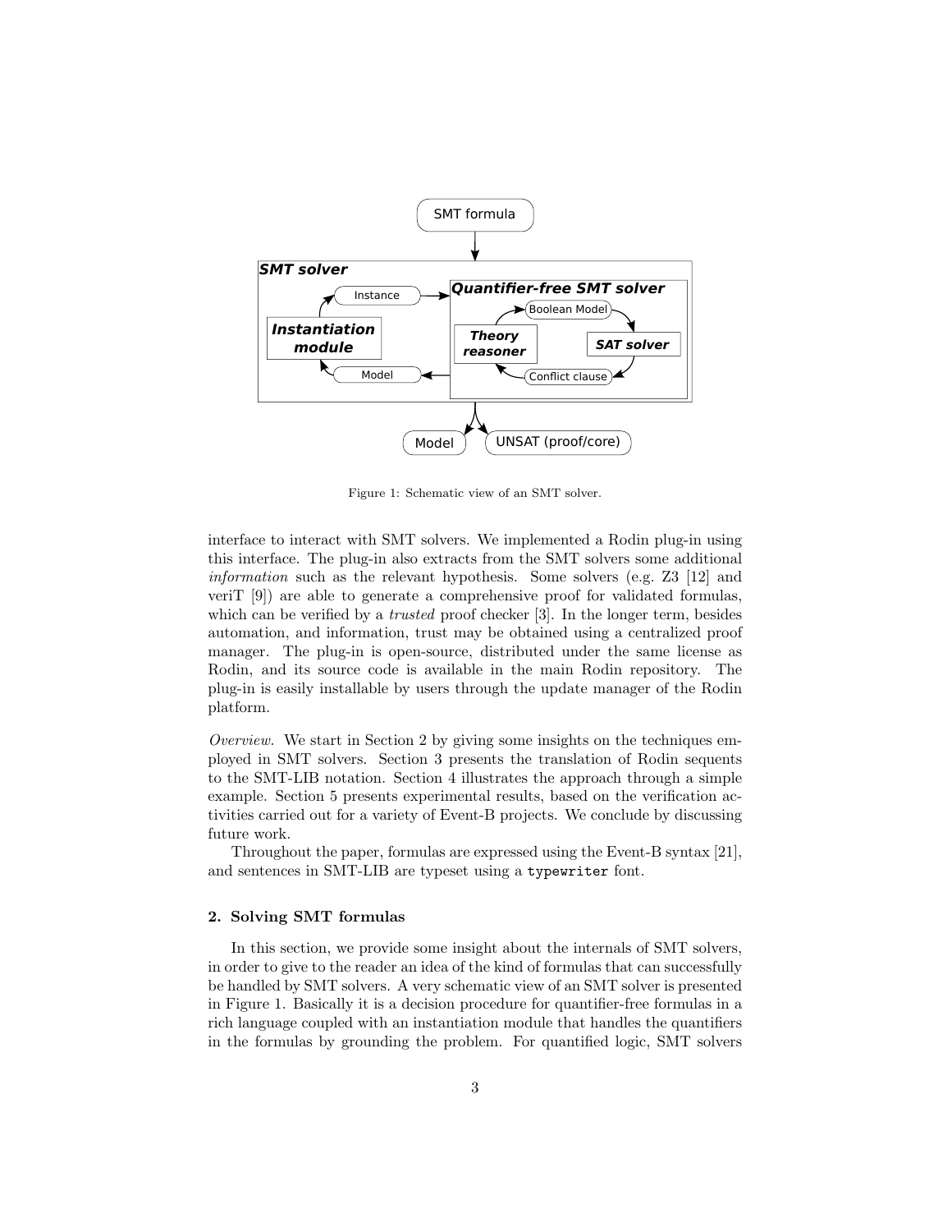Figure 1: Schematic view of an SMT solver.

interface to interact with SMT solvers. We implemented a Rodin plug-in using this interface. The plug-in also extracts from the SMT solvers some additional *information* such as the relevant hypothesis. Some solvers (e.g. Z3 [12] and veriT [9]) are able to generate a comprehensive proof for validated formulas, which can be verified by a *trusted* proof checker [3]. In the longer term, besides automation, and information, trust may be obtained using a centralized proof manager. The plug-in is open-source, distributed under the same license as Rodin, and its source code is available in the main Rodin repository. The plug-in is easily installable by users through the update manager of the Rodin platform.

*Overview.* We start in Section 2 by giving some insights on the techniques employed in SMT solvers. Section 3 presents the translation of Rodin sequents to the SMT-LIB notation. Section 4 illustrates the approach through a simple example. Section 5 presents experimental results, based on the verification activities carried out for a variety of Event-B projects. We conclude by discussing future work.

Throughout the paper, formulas are expressed using the Event-B syntax [21], and sentences in SMT-LIB are typeset using a `typewriter` font.

## 2. Solving SMT formulas

In this section, we provide some insight about the internals of SMT solvers, in order to give to the reader an idea of the kind of formulas that can successfully be handled by SMT solvers. A very schematic view of an SMT solver is presented in Figure 1. Basically it is a decision procedure for quantifier-free formulas in a rich language coupled with an instantiation module that handles the quantifiers in the formulas by grounding the problem. For quantified logic, SMT solvers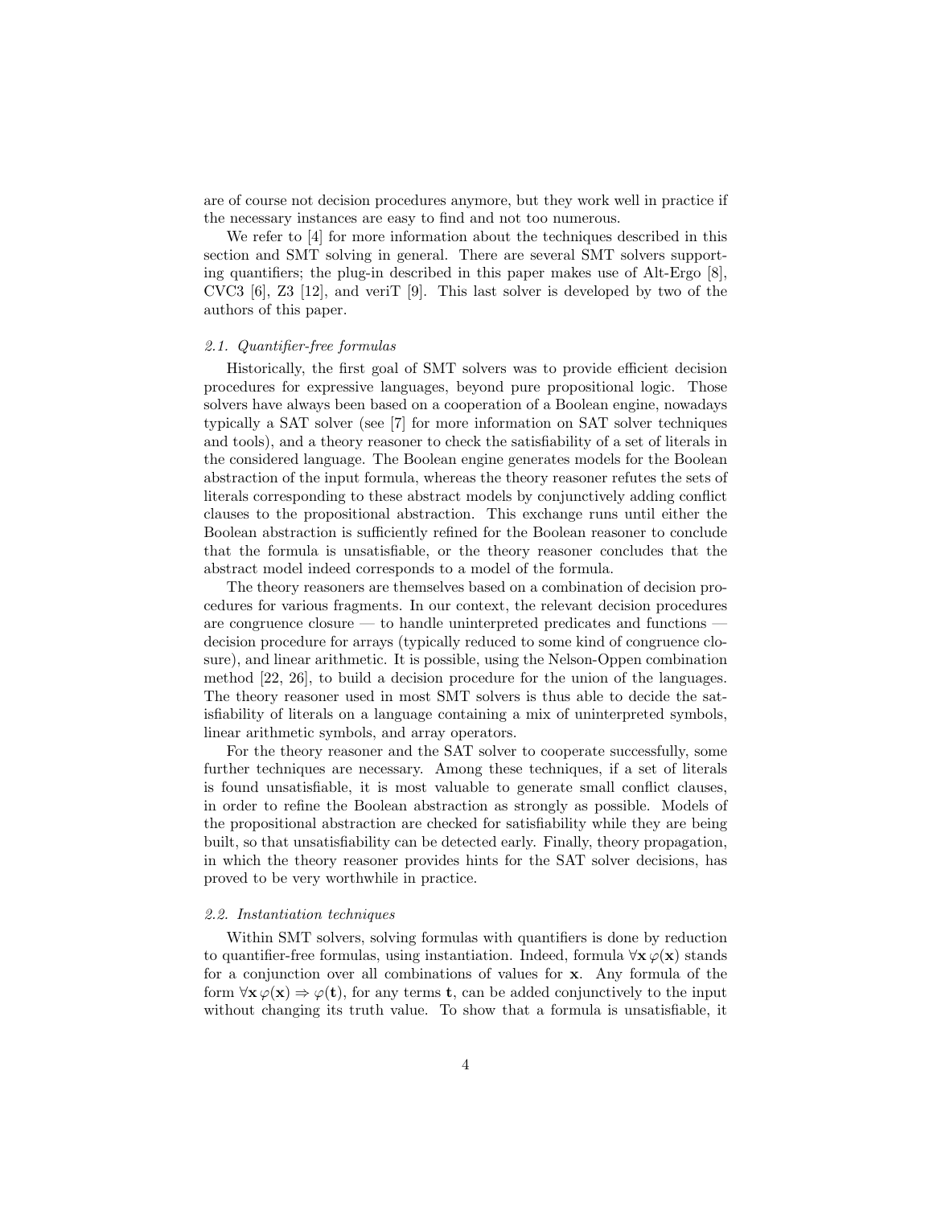are of course not decision procedures anymore, but they work well in practice if the necessary instances are easy to find and not too numerous.

We refer to [4] for more information about the techniques described in this section and SMT solving in general. There are several SMT solvers supporting quantifiers; the plug-in described in this paper makes use of Alt-Ergo [8], CVC3 [6], Z3 [12], and veriT [9]. This last solver is developed by two of the authors of this paper.

### *2.1. Quantifier-free formulas*

Historically, the first goal of SMT solvers was to provide efficient decision procedures for expressive languages, beyond pure propositional logic. Those solvers have always been based on a cooperation of a Boolean engine, nowadays typically a SAT solver (see [7] for more information on SAT solver techniques and tools), and a theory reasoner to check the satisfiability of a set of literals in the considered language. The Boolean engine generates models for the Boolean abstraction of the input formula, whereas the theory reasoner refutes the sets of literals corresponding to these abstract models by conjunctively adding conflict clauses to the propositional abstraction. This exchange runs until either the Boolean abstraction is sufficiently refined for the Boolean reasoner to conclude that the formula is unsatisfiable, or the theory reasoner concludes that the abstract model indeed corresponds to a model of the formula.

The theory reasoners are themselves based on a combination of decision procedures for various fragments. In our context, the relevant decision procedures are congruence closure — to handle uninterpreted predicates and functions — decision procedure for arrays (typically reduced to some kind of congruence closure), and linear arithmetic. It is possible, using the Nelson-Oppen combination method [22, 26], to build a decision procedure for the union of the languages. The theory reasoner used in most SMT solvers is thus able to decide the satisfiability of literals on a language containing a mix of uninterpreted symbols, linear arithmetic symbols, and array operators.

For the theory reasoner and the SAT solver to cooperate successfully, some further techniques are necessary. Among these techniques, if a set of literals is found unsatisfiable, it is most valuable to generate small conflict clauses, in order to refine the Boolean abstraction as strongly as possible. Models of the propositional abstraction are checked for satisfiability while they are being built, so that unsatisfiability can be detected early. Finally, theory propagation, in which the theory reasoner provides hints for the SAT solver decisions, has proved to be very worthwhile in practice.

### *2.2. Instantiation techniques*

Within SMT solvers, solving formulas with quantifiers is done by reduction to quantifier-free formulas, using instantiation. Indeed, formula $\forall \mathbf{x}\, \varphi(\mathbf{x})$ stands for a conjunction over all combinations of values for $\mathbf{x}$. Any formula of the form $\forall \mathbf{x}\, \varphi(\mathbf{x}) \Rightarrow \varphi(\mathbf{t})$, for any terms $\mathbf{t}$, can be added conjunctively to the input without changing its truth value. To show that a formula is unsatisfiable, it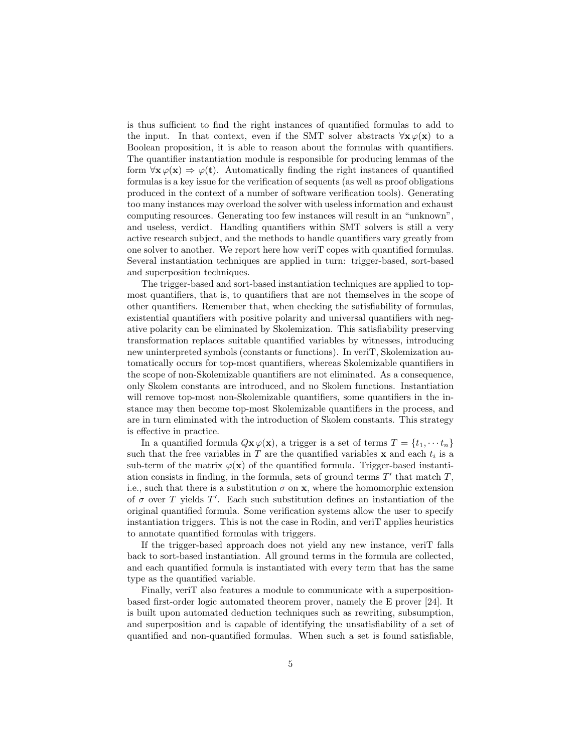is thus sufficient to find the right instances of quantified formulas to add to the input. In that context, even if the SMT solver abstracts $\forall \mathbf{x}\, \varphi(\mathbf{x})$ to a Boolean proposition, it is able to reason about the formulas with quantifiers. The quantifier instantiation module is responsible for producing lemmas of the form $\forall \mathbf{x}\, \varphi(\mathbf{x}) \Rightarrow \varphi(\mathbf{t})$. Automatically finding the right instances of quantified formulas is a key issue for the verification of sequents (as well as proof obligations produced in the context of a number of software verification tools). Generating too many instances may overload the solver with useless information and exhaust computing resources. Generating too few instances will result in an "unknown", and useless, verdict. Handling quantifiers within SMT solvers is still a very active research subject, and the methods to handle quantifiers vary greatly from one solver to another. We report here how veriT copes with quantified formulas. Several instantiation techniques are applied in turn: trigger-based, sort-based and superposition techniques.

The trigger-based and sort-based instantiation techniques are applied to top-most quantifiers, that is, to quantifiers that are not themselves in the scope of other quantifiers. Remember that, when checking the satisfiability of formulas, existential quantifiers with positive polarity and universal quantifiers with negative polarity can be eliminated by Skolemization. This satisfiability preserving transformation replaces suitable quantified variables by witnesses, introducing new uninterpreted symbols (constants or functions). In veriT, Skolemization automatically occurs for top-most quantifiers, whereas Skolemizable quantifiers in the scope of non-Skolemizable quantifiers are not eliminated. As a consequence, only Skolem constants are introduced, and no Skolem functions. Instantiation will remove top-most non-Skolemizable quantifiers, some quantifiers in the instance may then become top-most Skolemizable quantifiers in the process, and are in turn eliminated with the introduction of Skolem constants. This strategy is effective in practice.

In a quantified formula $Q\mathbf{x}\, \varphi(\mathbf{x})$, a trigger is a set of terms $T = \{t_1, \cdots t_n\}$ such that the free variables in $T$ are the quantified variables $\mathbf{x}$ and each $t_i$ is a sub-term of the matrix $\varphi(\mathbf{x})$ of the quantified formula. Trigger-based instantiation consists in finding, in the formula, sets of ground terms $T'$ that match $T$, i.e., such that there is a substitution $\sigma$ on $\mathbf{x}$, where the homomorphic extension of $\sigma$ over $T$ yields $T'$. Each such substitution defines an instantiation of the original quantified formula. Some verification systems allow the user to specify instantiation triggers. This is not the case in Rodin, and veriT applies heuristics to annotate quantified formulas with triggers.

If the trigger-based approach does not yield any new instance, veriT falls back to sort-based instantiation. All ground terms in the formula are collected, and each quantified formula is instantiated with every term that has the same type as the quantified variable.

Finally, veriT also features a module to communicate with a superposition-based first-order logic automated theorem prover, namely the E prover [24]. It is built upon automated deduction techniques such as rewriting, subsumption, and superposition and is capable of identifying the unsatisfiability of a set of quantified and non-quantified formulas. When such a set is found satisfiable,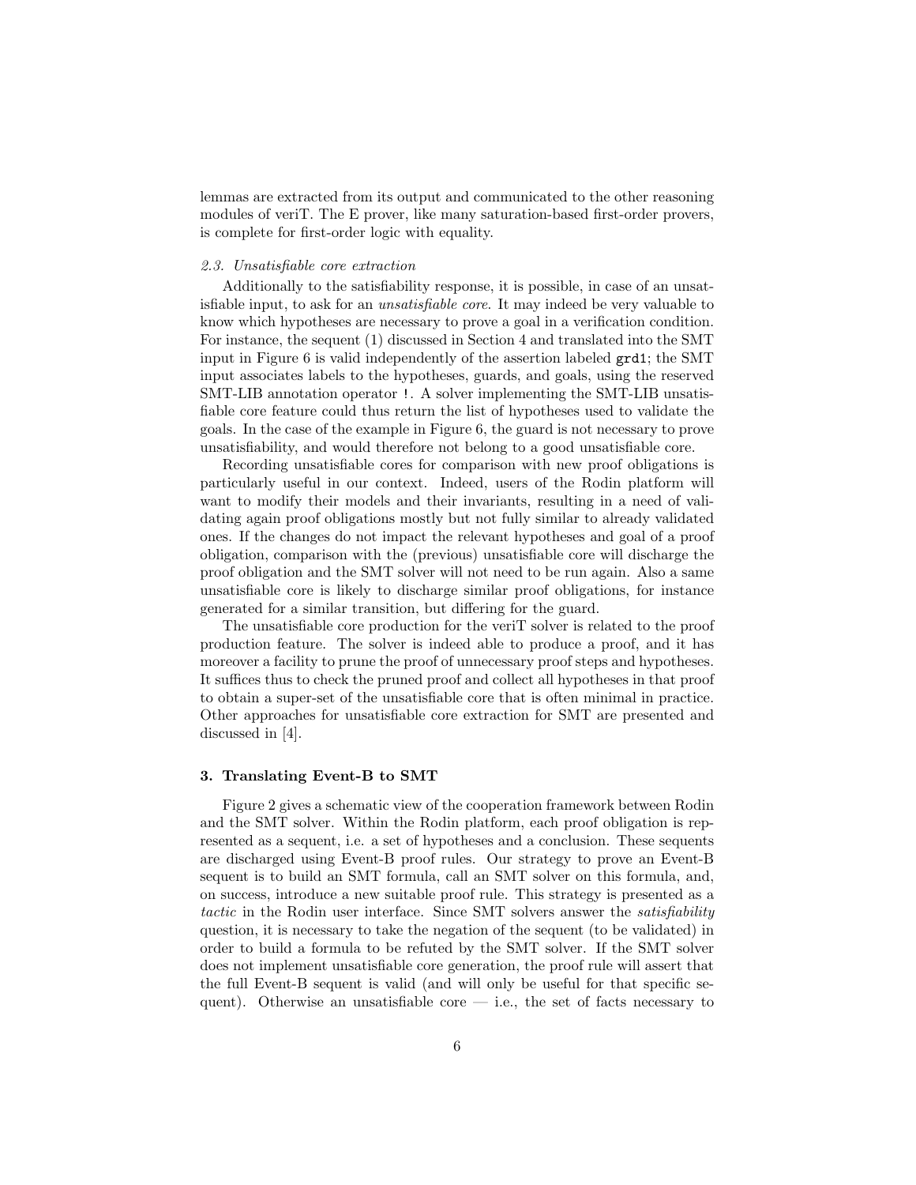lemmas are extracted from its output and communicated to the other reasoning modules of veriT. The E prover, like many saturation-based first-order provers, is complete for first-order logic with equality.

### *2.3. Unsatisfiable core extraction*

Additionally to the satisfiability response, it is possible, in case of an unsatisfiable input, to ask for an *unsatisfiable core*. It may indeed be very valuable to know which hypotheses are necessary to prove a goal in a verification condition. For instance, the sequent (1) discussed in Section 4 and translated into the SMT input in Figure 6 is valid independently of the assertion labeled `grd1`; the SMT input associates labels to the hypotheses, guards, and goals, using the reserved SMT-LIB annotation operator `!`. A solver implementing the SMT-LIB unsatisfiable core feature could thus return the list of hypotheses used to validate the goals. In the case of the example in Figure 6, the guard is not necessary to prove unsatisfiability, and would therefore not belong to a good unsatisfiable core.

Recording unsatisfiable cores for comparison with new proof obligations is particularly useful in our context. Indeed, users of the Rodin platform will want to modify their models and their invariants, resulting in a need of validating again proof obligations mostly but not fully similar to already validated ones. If the changes do not impact the relevant hypotheses and goal of a proof obligation, comparison with the (previous) unsatisfiable core will discharge the proof obligation and the SMT solver will not need to be run again. Also a same unsatisfiable core is likely to discharge similar proof obligations, for instance generated for a similar transition, but differing for the guard.

The unsatisfiable core production for the veriT solver is related to the proof production feature. The solver is indeed able to produce a proof, and it has moreover a facility to prune the proof of unnecessary proof steps and hypotheses. It suffices thus to check the pruned proof and collect all hypotheses in that proof to obtain a super-set of the unsatisfiable core that is often minimal in practice. Other approaches for unsatisfiable core extraction for SMT are presented and discussed in [4].

## 3. Translating Event-B to SMT

Figure 2 gives a schematic view of the cooperation framework between Rodin and the SMT solver. Within the Rodin platform, each proof obligation is represented as a sequent, i.e. a set of hypotheses and a conclusion. These sequents are discharged using Event-B proof rules. Our strategy to prove an Event-B sequent is to build an SMT formula, call an SMT solver on this formula, and, on success, introduce a new suitable proof rule. This strategy is presented as a *tactic* in the Rodin user interface. Since SMT solvers answer the *satisfiability* question, it is necessary to take the negation of the sequent (to be validated) in order to build a formula to be refuted by the SMT solver. If the SMT solver does not implement unsatisfiable core generation, the proof rule will assert that the full Event-B sequent is valid (and will only be useful for that specific sequent). Otherwise an unsatisfiable core — i.e., the set of facts necessary to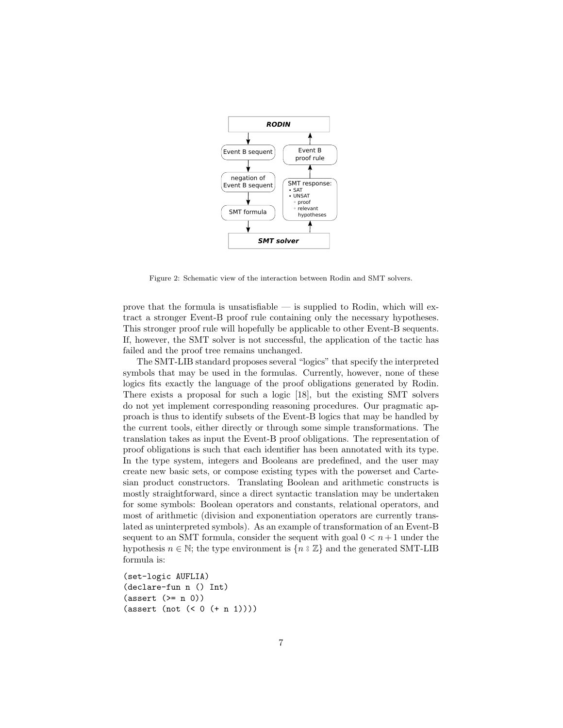Figure 2: Schematic view of the interaction between Rodin and SMT solvers.

prove that the formula is unsatisfiable — is supplied to Rodin, which will extract a stronger Event-B proof rule containing only the necessary hypotheses. This stronger proof rule will hopefully be applicable to other Event-B sequents. If, however, the SMT solver is not successful, the application of the tactic has failed and the proof tree remains unchanged.

The SMT-LIB standard proposes several "logics" that specify the interpreted symbols that may be used in the formulas. Currently, however, none of these logics fits exactly the language of the proof obligations generated by Rodin. There exists a proposal for such a logic [18], but the existing SMT solvers do not yet implement corresponding reasoning procedures. Our pragmatic approach is thus to identify subsets of the Event-B logics that may be handled by the current tools, either directly or through some simple transformations. The translation takes as input the Event-B proof obligations. The representation of proof obligations is such that each identifier has been annotated with its type. In the type system, integers and Booleans are predefined, and the user may create new basic sets, or compose existing types with the powerset and Cartesian product constructors. Translating Boolean and arithmetic constructs is mostly straightforward, since a direct syntactic translation may be undertaken for some symbols: Boolean operators and constants, relational operators, and most of arithmetic (division and exponentiation operators are currently translated as uninterpreted symbols). As an example of transformation of an Event-B sequent to an SMT formula, consider the sequent with goal $0 < n + 1$ under the hypothesis $n \in \mathbb{N}$; the type environment is $\{n ⦂ \mathbb{Z}\}$ and the generated SMT-LIB formula is:

```
(set-logic AUFLIA)
(declare-fun n () Int)
(assert (>= n 0))
(assert (not (< 0 (+ n 1))))
```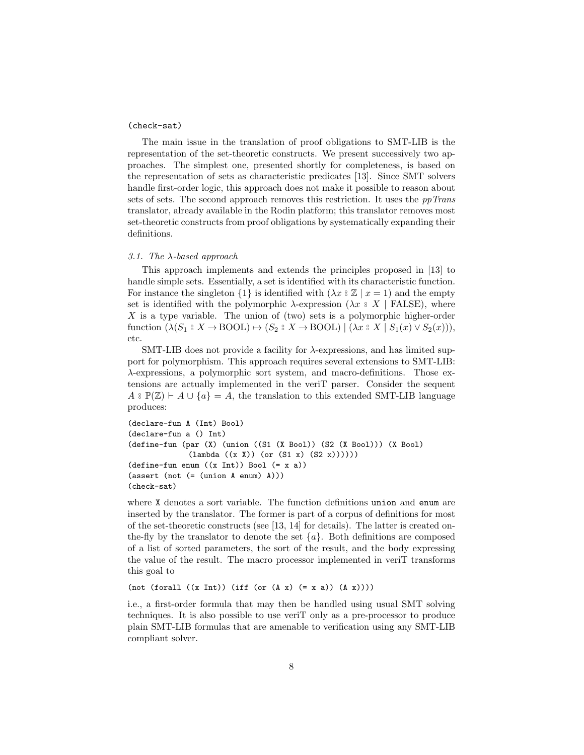```
(check-sat)
```

The main issue in the translation of proof obligations to SMT-LIB is the representation of the set-theoretic constructs. We present successively two approaches. The simplest one, presented shortly for completeness, is based on the representation of sets as characteristic predicates [13]. Since SMT solvers handle first-order logic, this approach does not make it possible to reason about sets of sets. The second approach removes this restriction. It uses the *ppTrans* translator, already available in the Rodin platform; this translator removes most set-theoretic constructs from proof obligations by systematically expanding their definitions.

### 3.1. The λ-based approach

This approach implements and extends the principles proposed in [13] to handle simple sets. Essentially, a set is identified with its characteristic function. For instance the singleton $\{1\}$ is identified with $(\lambda x \mathrel{⦂} \mathbb{Z} \mid x = 1)$ and the empty set is identified with the polymorphic $\lambda$-expression $(\lambda x \mathrel{⦂} X \mid \text{FALSE})$, where $X$ is a type variable. The union of (two) sets is a polymorphic higher-order function $(\lambda(S_1 \mathrel{⦂} X \rightarrow \text{BOOL}) \mapsto (S_2 \mathrel{⦂} X \rightarrow \text{BOOL}) \mid (\lambda x \mathrel{⦂} X \mid S_1(x) \vee S_2(x)))$, etc.

SMT-LIB does not provide a facility for $\lambda$-expressions, and has limited support for polymorphism. This approach requires several extensions to SMT-LIB: $\lambda$-expressions, a polymorphic sort system, and macro-definitions. Those extensions are actually implemented in the veriT parser. Consider the sequent $A \mathrel{⦂} \mathbb{P}(\mathbb{Z}) \vdash A \cup \{a\} = A$, the translation to this extended SMT-LIB language produces:

```
(declare-fun A (Int) Bool)
(declare-fun a () Int)
(define-fun (par (X) (union ((S1 (X Bool)) (S2 (X Bool))) (X Bool)
             (lambda ((x X)) (or (S1 x) (S2 x))))))
(define-fun enum ((x Int)) Bool (= x a))
(assert (not (= (union A enum) A)))
(check-sat)
```

where `X` denotes a sort variable. The function definitions `union` and `enum` are inserted by the translator. The former is part of a corpus of definitions for most of the set-theoretic constructs (see [13, 14] for details). The latter is created on-the-fly by the translator to denote the set $\{a\}$. Both definitions are composed of a list of sorted parameters, the sort of the result, and the body expressing the value of the result. The macro processor implemented in veriT transforms this goal to

```
(not (forall ((x Int)) (iff (or (A x) (= x a)) (A x))))
```

i.e., a first-order formula that may then be handled using usual SMT solving techniques. It is also possible to use veriT only as a pre-processor to produce plain SMT-LIB formulas that are amenable to verification using any SMT-LIB compliant solver.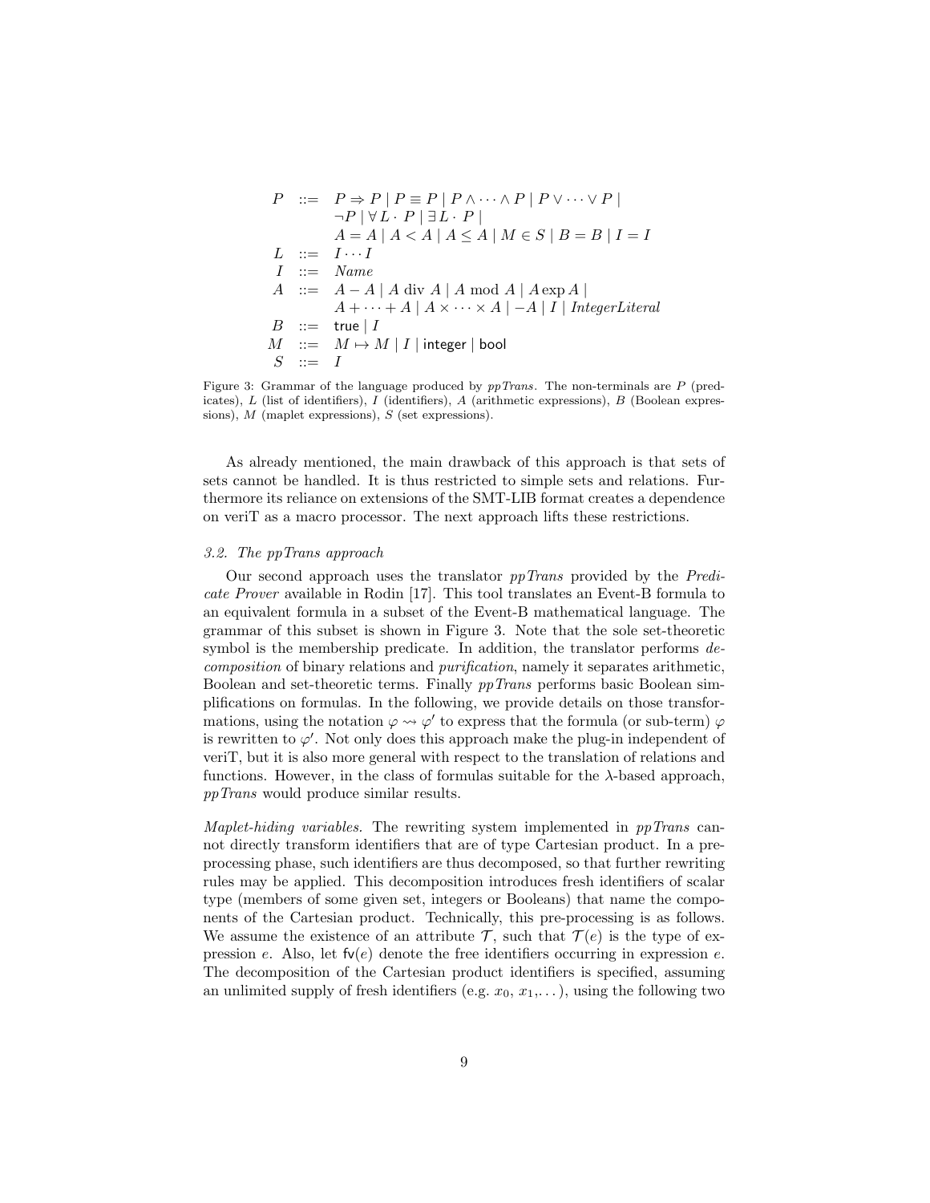$$
\begin{array}{rcl}
P & ::= & P \Rightarrow P \mid P \equiv P \mid P \wedge \cdots \wedge P \mid P \vee \cdots \vee P \mid \\
 & & \neg P \mid \forall L \cdot P \mid \exists L \cdot P \mid \\
 & & A = A \mid A < A \mid A \leq A \mid M \in S \mid B = B \mid I = I \\
L & ::= & I \cdots I \\
I & ::= & \mathit{Name} \\
A & ::= & A - A \mid A \text{ div } A \mid A \text{ mod } A \mid A \exp A \mid \\
 & & A + \cdots + A \mid A \times \cdots \times A \mid -A \mid I \mid \mathit{IntegerLiteral} \\
B & ::= & \mathsf{true} \mid I \\
M & ::= & M \mapsto M \mid I \mid \mathsf{integer} \mid \mathsf{bool} \\
S & ::= & I
\end{array}
$$

Figure 3: Grammar of the language produced by *ppTrans*. The non-terminals are $P$ (predicates), $L$ (list of identifiers), $I$ (identifiers), $A$ (arithmetic expressions), $B$ (Boolean expressions), $M$ (maplet expressions), $S$ (set expressions).

As already mentioned, the main drawback of this approach is that sets of sets cannot be handled. It is thus restricted to simple sets and relations. Furthermore its reliance on extensions of the SMT-LIB format creates a dependence on veriT as a macro processor. The next approach lifts these restrictions.

### 3.2. The *ppTrans* approach

Our second approach uses the translator *ppTrans* provided by the *Predicate Prover* available in Rodin [17]. This tool translates an Event-B formula to an equivalent formula in a subset of the Event-B mathematical language. The grammar of this subset is shown in Figure 3. Note that the sole set-theoretic symbol is the membership predicate. In addition, the translator performs *decomposition* of binary relations and *purification*, namely it separates arithmetic, Boolean and set-theoretic terms. Finally *ppTrans* performs basic Boolean simplifications on formulas. In the following, we provide details on those transformations, using the notation $\varphi \rightsquigarrow \varphi'$ to express that the formula (or sub-term) $\varphi$ is rewritten to $\varphi'$. Not only does this approach make the plug-in independent of veriT, but it is also more general with respect to the translation of relations and functions. However, in the class of formulas suitable for the $\lambda$-based approach, *ppTrans* would produce similar results.

*Maplet-hiding variables.* The rewriting system implemented in *ppTrans* cannot directly transform identifiers that are of type Cartesian product. In a preprocessing phase, such identifiers are thus decomposed, so that further rewriting rules may be applied. This decomposition introduces fresh identifiers of scalar type (members of some given set, integers or Booleans) that name the components of the Cartesian product. Technically, this pre-processing is as follows. We assume the existence of an attribute $\mathcal{T}$, such that $\mathcal{T}(e)$ is the type of expression $e$. Also, let $\mathsf{fv}(e)$ denote the free identifiers occurring in expression $e$. The decomposition of the Cartesian product identifiers is specified, assuming an unlimited supply of fresh identifiers (e.g. $x_0$, $x_1$,...), using the following two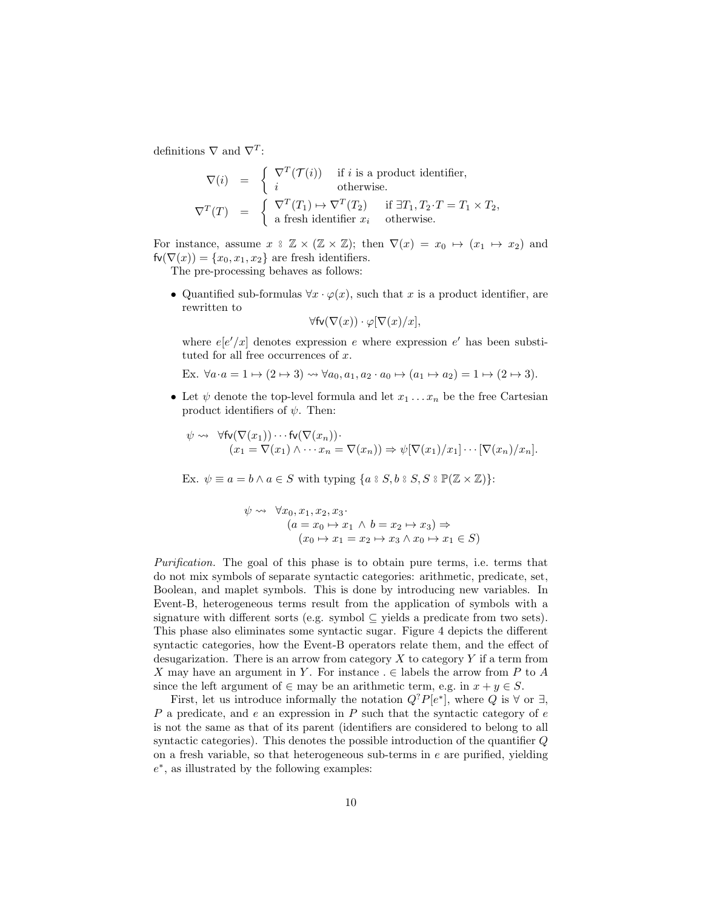definitions $\nabla$ and $\nabla^T$:

$$\nabla(i) \quad = \quad \begin{cases} \nabla^T(\mathcal{T}(i)) & \text{if } i \text{ is a product identifier,} \\ i & \text{otherwise.} \end{cases}$$

$$\nabla^T(T) \quad = \quad \begin{cases} \nabla^T(T_1) \mapsto \nabla^T(T_2) & \text{if } \exists T_1, T_2 \cdot T = T_1 \times T_2, \\ \text{a fresh identifier } x_i & \text{otherwise.} \end{cases}$$

For instance, assume $x \mathrel{⦂} \mathbb{Z} \times (\mathbb{Z} \times \mathbb{Z})$; then $\nabla(x) = x_0 \mapsto (x_1 \mapsto x_2)$ and $\mathsf{fv}(\nabla(x)) = \{x_0, x_1, x_2\}$ are fresh identifiers.

The pre-processing behaves as follows:

- Quantified sub-formulas $\forall x \cdot \varphi(x)$, such that $x$ is a product identifier, are rewritten to

  $$\forall \mathsf{fv}(\nabla(x)) \cdot \varphi[\nabla(x)/x],$$

  where $e[e'/x]$ denotes expression $e$ where expression $e'$ has been substituted for all free occurrences of $x$.

  Ex. $\forall a \cdot a = 1 \mapsto (2 \mapsto 3) \rightsquigarrow \forall a_0, a_1, a_2 \cdot a_0 \mapsto (a_1 \mapsto a_2) = 1 \mapsto (2 \mapsto 3)$.

- Let $\psi$ denote the top-level formula and let $x_1 \dots x_n$ be the free Cartesian product identifiers of $\psi$. Then:

  $$\begin{aligned} \psi \rightsquigarrow \ & \forall \mathsf{fv}(\nabla(x_1)) \cdots \mathsf{fv}(\nabla(x_n)) \cdot \\ & (x_1 = \nabla(x_1) \wedge \cdots x_n = \nabla(x_n)) \Rightarrow \psi[\nabla(x_1)/x_1] \cdots [\nabla(x_n)/x_n]. \end{aligned}$$

  Ex. $\psi \equiv a = b \wedge a \in S$ with typing $\{a \mathrel{⦂} S, b \mathrel{⦂} S, S \mathrel{⦂} \mathbb{P}(\mathbb{Z} \times \mathbb{Z})\}$:

  $$\begin{aligned} \psi \rightsquigarrow \ & \forall x_0, x_1, x_2, x_3 \cdot \\ & \quad (a = x_0 \mapsto x_1 \ \wedge \ b = x_2 \mapsto x_3) \Rightarrow \\ & \quad\quad (x_0 \mapsto x_1 = x_2 \mapsto x_3 \wedge x_0 \mapsto x_1 \in S) \end{aligned}$$

*Purification.* The goal of this phase is to obtain pure terms, i.e. terms that do not mix symbols of separate syntactic categories: arithmetic, predicate, set, Boolean, and maplet symbols. This is done by introducing new variables. In Event-B, heterogeneous terms result from the application of symbols with a signature with different sorts (e.g. symbol $\subseteq$ yields a predicate from two sets). This phase also eliminates some syntactic sugar. Figure 4 depicts the different syntactic categories, how the Event-B operators relate them, and the effect of desugarization. There is an arrow from category $X$ to category $Y$ if a term from $X$ may have an argument in $Y$. For instance $. \in$ labels the arrow from $P$ to $A$ since the left argument of $\in$ may be an arithmetic term, e.g. in $x + y \in S$.

First, let us introduce informally the notation $Q^? P[e^*]$, where $Q$ is $\forall$ or $\exists$, $P$ a predicate, and $e$ an expression in $P$ such that the syntactic category of $e$ is not the same as that of its parent (identifiers are considered to belong to all syntactic categories). This denotes the possible introduction of the quantifier $Q$ on a fresh variable, so that heterogeneous sub-terms in $e$ are purified, yielding $e^*$, as illustrated by the following examples: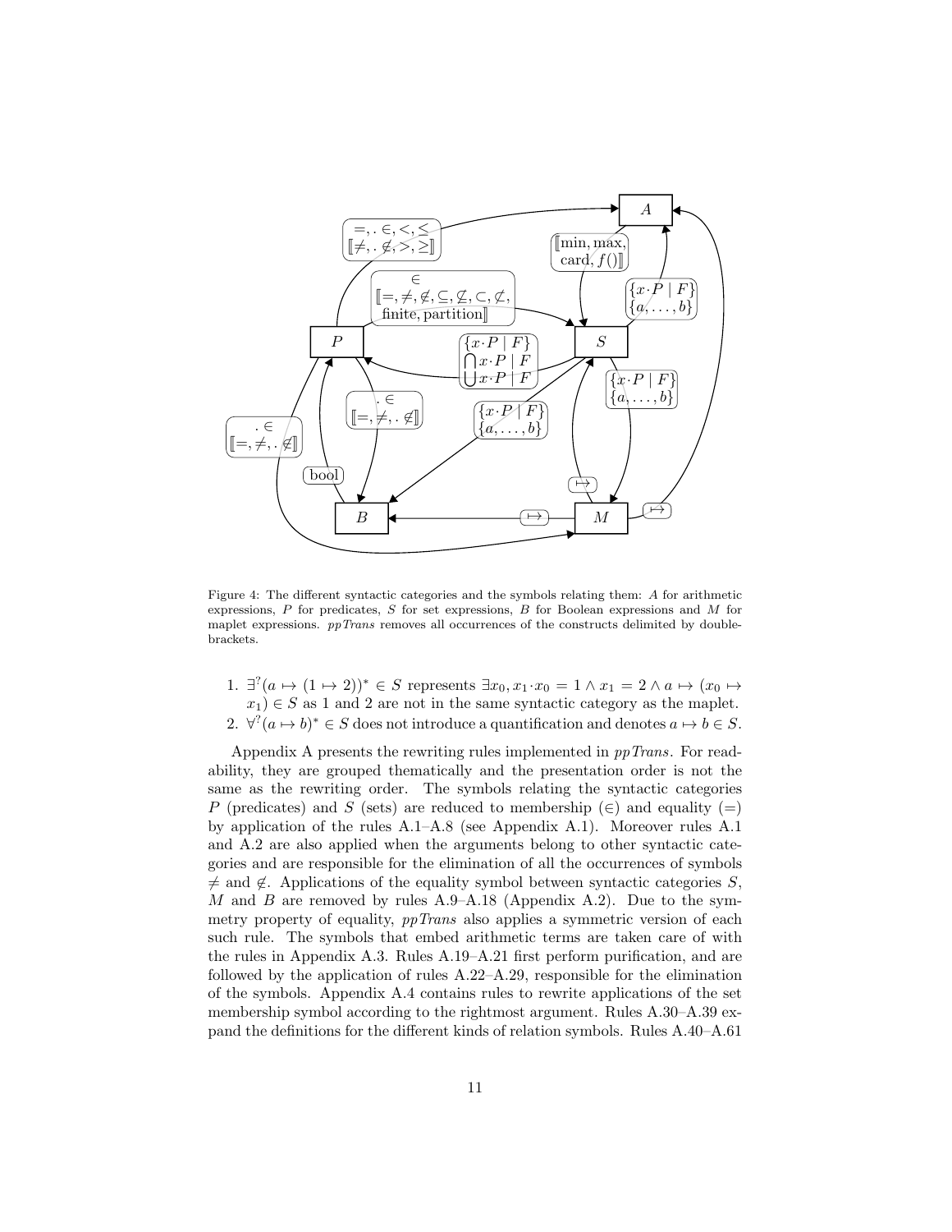Figure 4: The different syntactic categories and the symbols relating them: $A$ for arithmetic expressions, $P$ for predicates, $S$ for set expressions, $B$ for Boolean expressions and $M$ for maplet expressions. *ppTrans* removes all occurrences of the constructs delimited by double-brackets.

1. $\exists^?(a \mapsto (1 \mapsto 2))^* \in S$ represents $\exists x_0, x_1 \cdot x_0 = 1 \wedge x_1 = 2 \wedge a \mapsto (x_0 \mapsto x_1) \in S$ as 1 and 2 are not in the same syntactic category as the maplet.
2. $\forall^?(a \mapsto b)^* \in S$ does not introduce a quantification and denotes $a \mapsto b \in S$.

Appendix A presents the rewriting rules implemented in *ppTrans*. For readability, they are grouped thematically and the presentation order is not the same as the rewriting order. The symbols relating the syntactic categories $P$ (predicates) and $S$ (sets) are reduced to membership ($\in$) and equality ($=$) by application of the rules A.1–A.8 (see Appendix A.1). Moreover rules A.1 and A.2 are also applied when the arguments belong to other syntactic categories and are responsible for the elimination of all the occurrences of symbols $\neq$ and $\notin$. Applications of the equality symbol between syntactic categories $S$, $M$ and $B$ are removed by rules A.9–A.18 (Appendix A.2). Due to the symmetry property of equality, *ppTrans* also applies a symmetric version of each such rule. The symbols that embed arithmetic terms are taken care of with the rules in Appendix A.3. Rules A.19–A.21 first perform purification, and are followed by the application of rules A.22–A.29, responsible for the elimination of the symbols. Appendix A.4 contains rules to rewrite applications of the set membership symbol according to the rightmost argument. Rules A.30–A.39 expand the definitions for the different kinds of relation symbols. Rules A.40–A.61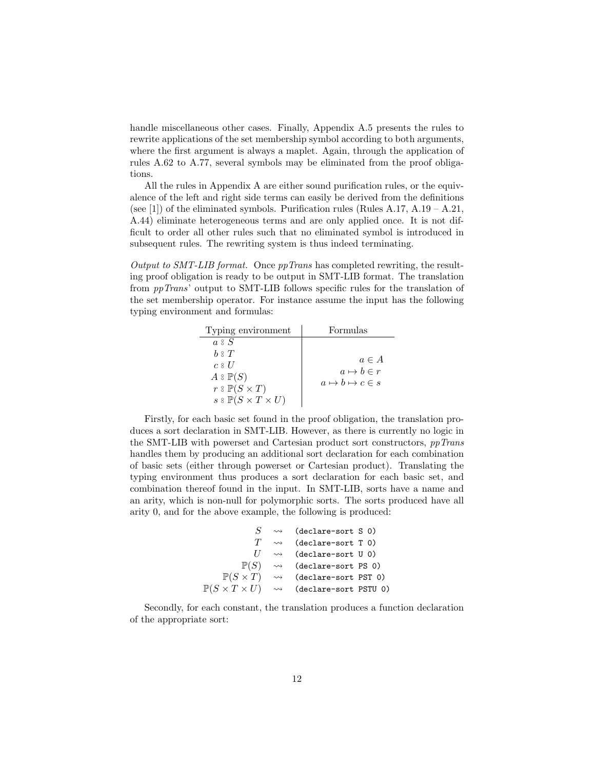handle miscellaneous other cases. Finally, Appendix A.5 presents the rules to rewrite applications of the set membership symbol according to both arguments, where the first argument is always a maplet. Again, through the application of rules A.62 to A.77, several symbols may be eliminated from the proof obligations.

All the rules in Appendix A are either sound purification rules, or the equivalence of the left and right side terms can easily be derived from the definitions (see [1]) of the eliminated symbols. Purification rules (Rules A.17, A.19 – A.21, A.44) eliminate heterogeneous terms and are only applied once. It is not difficult to order all other rules such that no eliminated symbol is introduced in subsequent rules. The rewriting system is thus indeed terminating.

*Output to SMT-LIB format.* Once *ppTrans* has completed rewriting, the resulting proof obligation is ready to be output in SMT-LIB format. The translation from *ppTrans*' output to SMT-LIB follows specific rules for the translation of the set membership operator. For instance assume the input has the following typing environment and formulas:

| Typing environment | Formulas |
|---|---|
| $a \mathbin{⦂} S$ | |
| $b \mathbin{⦂} T$ | $a \in A$ |
| $c \mathbin{⦂} U$ | $a \mapsto b \in r$ |
| $A \mathbin{⦂} \mathbb{P}(S)$ | $a \mapsto b \mapsto c \in s$ |
| $r \mathbin{⦂} \mathbb{P}(S \times T)$ | |
| $s \mathbin{⦂} \mathbb{P}(S \times T \times U)$ | |

Firstly, for each basic set found in the proof obligation, the translation produces a sort declaration in SMT-LIB. However, as there is currently no logic in the SMT-LIB with powerset and Cartesian product sort constructors, *ppTrans* handles them by producing an additional sort declaration for each combination of basic sets (either through powerset or Cartesian product). Translating the typing environment thus produces a sort declaration for each basic set, and combination thereof found in the input. In SMT-LIB, sorts have a name and an arity, which is non-null for polymorphic sorts. The sorts produced have all arity 0, and for the above example, the following is produced:

| | | |
|---|---|---|
| $S$ | $\rightsquigarrow$ | `(declare-sort S 0)` |
| $T$ | $\rightsquigarrow$ | `(declare-sort T 0)` |
| $U$ | $\rightsquigarrow$ | `(declare-sort U 0)` |
| $\mathbb{P}(S)$ | $\rightsquigarrow$ | `(declare-sort PS 0)` |
| $\mathbb{P}(S \times T)$ | $\rightsquigarrow$ | `(declare-sort PST 0)` |
| $\mathbb{P}(S \times T \times U)$ | $\rightsquigarrow$ | `(declare-sort PSTU 0)` |

Secondly, for each constant, the translation produces a function declaration of the appropriate sort: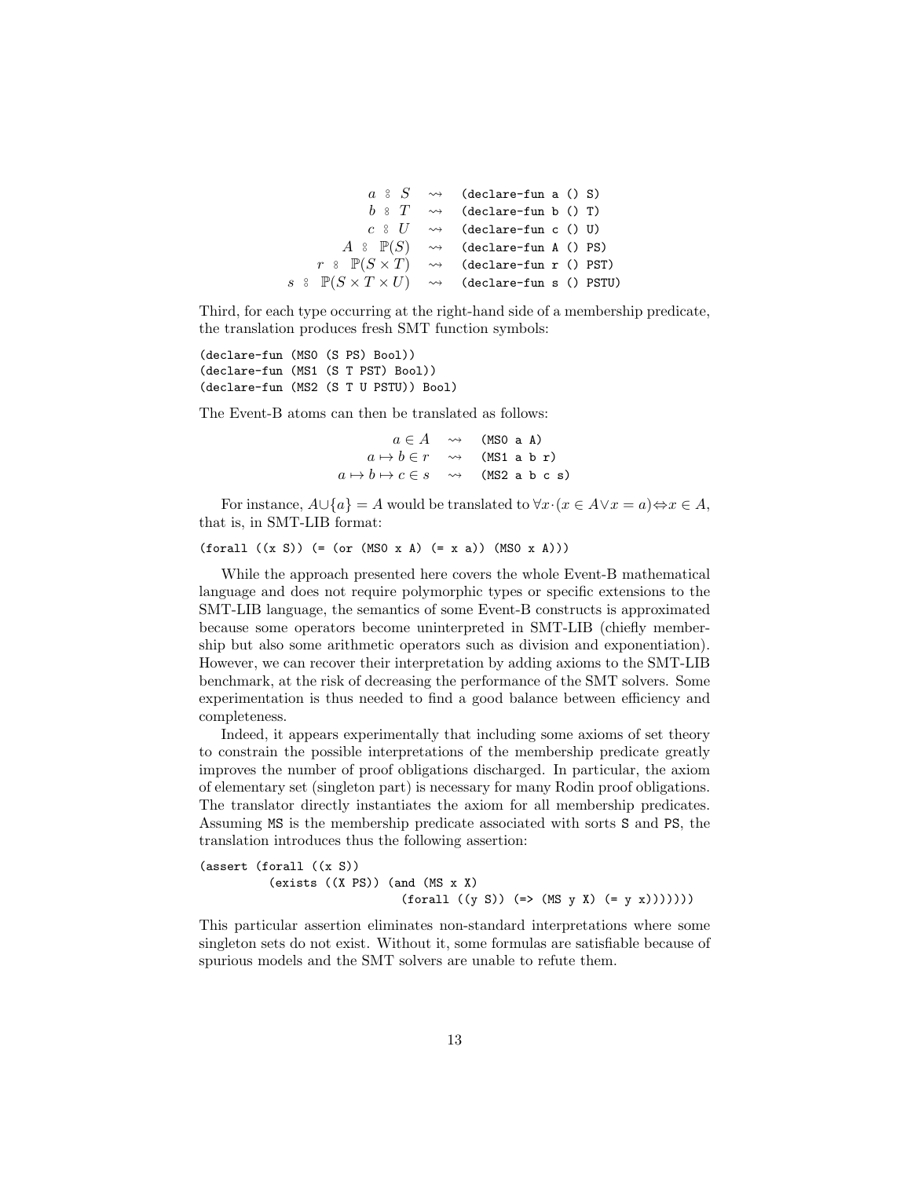$$
\begin{array}{rcl}
a \mathrel{⨾} S & \rightsquigarrow & \texttt{(declare-fun a () S)} \\
b \mathrel{⨾} T & \rightsquigarrow & \texttt{(declare-fun b () T)} \\
c \mathrel{⨾} U & \rightsquigarrow & \texttt{(declare-fun c () U)} \\
A \mathrel{⨾} \mathbb{P}(S) & \rightsquigarrow & \texttt{(declare-fun A () PS)} \\
r \mathrel{⨾} \mathbb{P}(S \times T) & \rightsquigarrow & \texttt{(declare-fun r () PST)} \\
s \mathrel{⨾} \mathbb{P}(S \times T \times U) & \rightsquigarrow & \texttt{(declare-fun s () PSTU)}
\end{array}
$$

Third, for each type occurring at the right-hand side of a membership predicate, the translation produces fresh SMT function symbols:

```
(declare-fun (MS0 (S PS) Bool))
(declare-fun (MS1 (S T PST) Bool))
(declare-fun (MS2 (S T U PSTU)) Bool)
```

The Event-B atoms can then be translated as follows:

$$
\begin{array}{rcl}
a \in A & \rightsquigarrow & \texttt{(MS0 a A)} \\
a \mapsto b \in r & \rightsquigarrow & \texttt{(MS1 a b r)} \\
a \mapsto b \mapsto c \in s & \rightsquigarrow & \texttt{(MS2 a b c s)}
\end{array}
$$

For instance, $A \cup \{a\} = A$ would be translated to $\forall x \cdot (x \in A \vee x = a) \Leftrightarrow x \in A$, that is, in SMT-LIB format:

```
(forall ((x S)) (= (or (MS0 x A) (= x a)) (MS0 x A)))
```

While the approach presented here covers the whole Event-B mathematical language and does not require polymorphic types or specific extensions to the SMT-LIB language, the semantics of some Event-B constructs is approximated because some operators become uninterpreted in SMT-LIB (chiefly membership but also some arithmetic operators such as division and exponentiation). However, we can recover their interpretation by adding axioms to the SMT-LIB benchmark, at the risk of decreasing the performance of the SMT solvers. Some experimentation is thus needed to find a good balance between efficiency and completeness.

Indeed, it appears experimentally that including some axioms of set theory to constrain the possible interpretations of the membership predicate greatly improves the number of proof obligations discharged. In particular, the axiom of elementary set (singleton part) is necessary for many Rodin proof obligations. The translator directly instantiates the axiom for all membership predicates. Assuming `MS` is the membership predicate associated with sorts `S` and `PS`, the translation introduces thus the following assertion:

```
(assert (forall ((x S))
          (exists ((X PS)) (and (MS x X)
                                (forall ((y S)) (=> (MS y X) (= y x)))))))
```

This particular assertion eliminates non-standard interpretations where some singleton sets do not exist. Without it, some formulas are satisfiable because of spurious models and the SMT solvers are unable to refute them.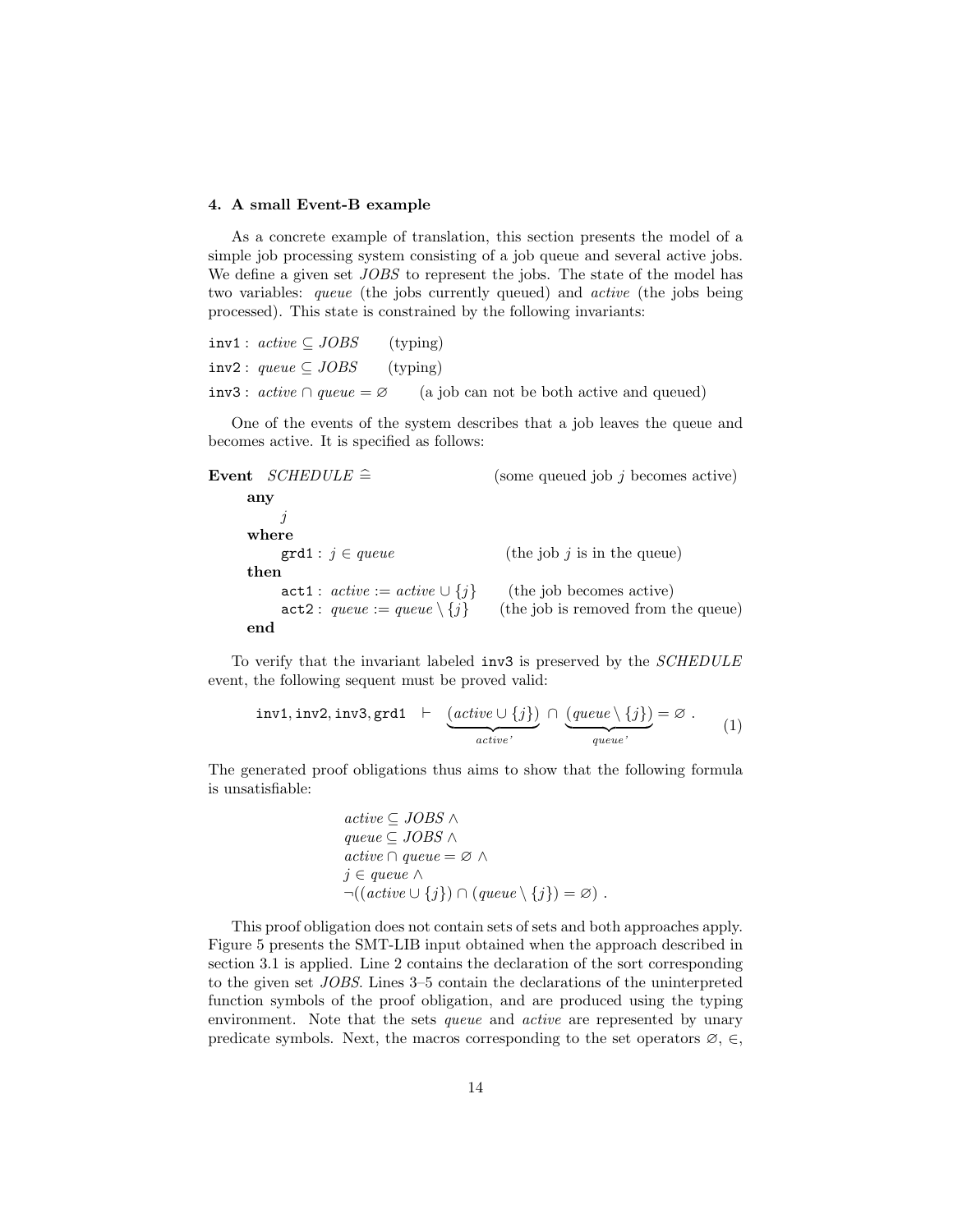### 4. A small Event-B example

As a concrete example of translation, this section presents the model of a simple job processing system consisting of a job queue and several active jobs. We define a given set *JOBS* to represent the jobs. The state of the model has two variables: *queue* (the jobs currently queued) and *active* (the jobs being processed). This state is constrained by the following invariants:

inv1 : $active \subseteq JOBS$ (typing)

inv2 : $queue \subseteq JOBS$ (typing)

inv3 : $active \cap queue = \varnothing$ (a job can not be both active and queued)

One of the events of the system describes that a job leaves the queue and becomes active. It is specified as follows:

**Event** $SCHEDULE \,\widehat{=}$ (some queued job $j$ becomes active)

**any**
 $j$
**where**
 grd1 : $j \in queue$ (the job $j$ is in the queue)
**then**
 act1 : $active := active \cup \{j\}$ (the job becomes active)
 act2 : $queue := queue \setminus \{j\}$ (the job is removed from the queue)
**end**

To verify that the invariant labeled inv3 is preserved by the *SCHEDULE* event, the following sequent must be proved valid:

$$\texttt{inv1}, \texttt{inv2}, \texttt{inv3}, \texttt{grd1} \quad \vdash \quad \underbrace{(active \cup \{j\})}_{active'} \cap \underbrace{(queue \setminus \{j\})}_{queue'} = \varnothing \ . \tag{1}$$

The generated proof obligations thus aims to show that the following formula is unsatisfiable:

$$\begin{aligned}
&active \subseteq JOBS \wedge \\
&queue \subseteq JOBS \wedge \\
&active \cap queue = \varnothing \wedge \\
&j \in queue \wedge \\
&\neg((active \cup \{j\}) \cap (queue \setminus \{j\}) = \varnothing) \ .
\end{aligned}$$

This proof obligation does not contain sets of sets and both approaches apply. Figure 5 presents the SMT-LIB input obtained when the approach described in section 3.1 is applied. Line 2 contains the declaration of the sort corresponding to the given set *JOBS*. Lines 3–5 contain the declarations of the uninterpreted function symbols of the proof obligation, and are produced using the typing environment. Note that the sets *queue* and *active* are represented by unary predicate symbols. Next, the macros corresponding to the set operators $\varnothing$, $\in$,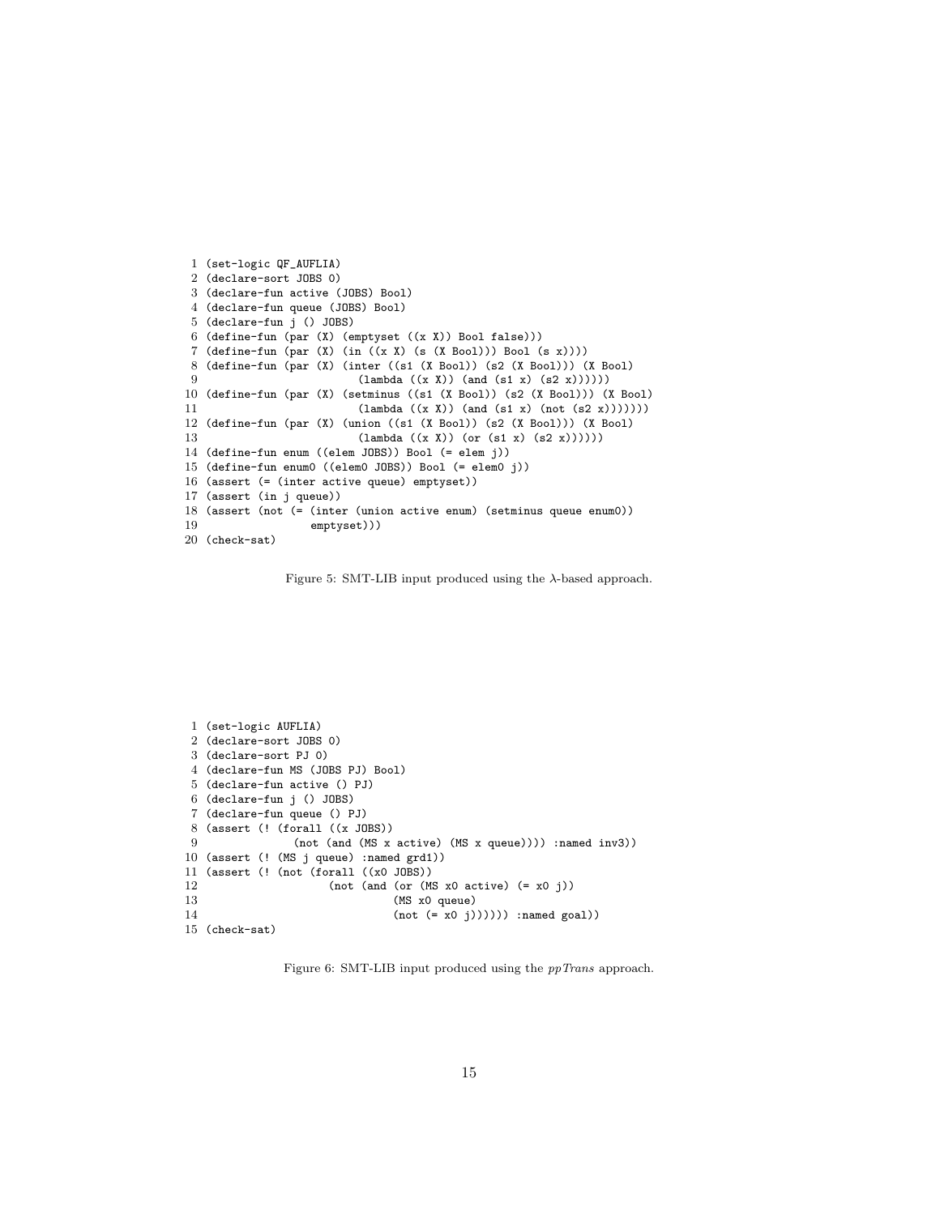```
 1 (set-logic QF_AUFLIA)
 2 (declare-sort JOBS 0)
 3 (declare-fun active (JOBS) Bool)
 4 (declare-fun queue (JOBS) Bool)
 5 (declare-fun j () JOBS)
 6 (define-fun (par (X) (emptyset ((x X)) Bool false)))
 7 (define-fun (par (X) (in ((x X) (s (X Bool))) Bool (s x))))
 8 (define-fun (par (X) (inter ((s1 (X Bool)) (s2 (X Bool))) (X Bool)
 9                       (lambda ((x X)) (and (s1 x) (s2 x))))))
10 (define-fun (par (X) (setminus ((s1 (X Bool)) (s2 (X Bool))) (X Bool)
11                       (lambda ((x X)) (and (s1 x) (not (s2 x)))))))
12 (define-fun (par (X) (union ((s1 (X Bool)) (s2 (X Bool))) (X Bool)
13                       (lambda ((x X)) (or (s1 x) (s2 x))))))
14 (define-fun enum ((elem JOBS)) Bool (= elem j))
15 (define-fun enum0 ((elem0 JOBS)) Bool (= elem0 j))
16 (assert (= (inter active queue) emptyset))
17 (assert (in j queue))
18 (assert (not (= (inter (union active enum) (setminus queue enum0))
19                 emptyset)))
20 (check-sat)
```

Figure 5: SMT-LIB input produced using the $\lambda$-based approach.

```
 1 (set-logic AUFLIA)
 2 (declare-sort JOBS 0)
 3 (declare-sort PJ 0)
 4 (declare-fun MS (JOBS PJ) Bool)
 5 (declare-fun active () PJ)
 6 (declare-fun j () JOBS)
 7 (declare-fun queue () PJ)
 8 (assert (! (forall ((x JOBS))
 9              (not (and (MS x active) (MS x queue)))) :named inv3))
10 (assert (! (MS j queue) :named grd1))
11 (assert (! (not (forall ((x0 JOBS))
12                   (not (and (or (MS x0 active) (= x0 j))
13                             (MS x0 queue)
14                             (not (= x0 j)))))) :named goal))
15 (check-sat)
```

Figure 6: SMT-LIB input produced using the *ppTrans* approach.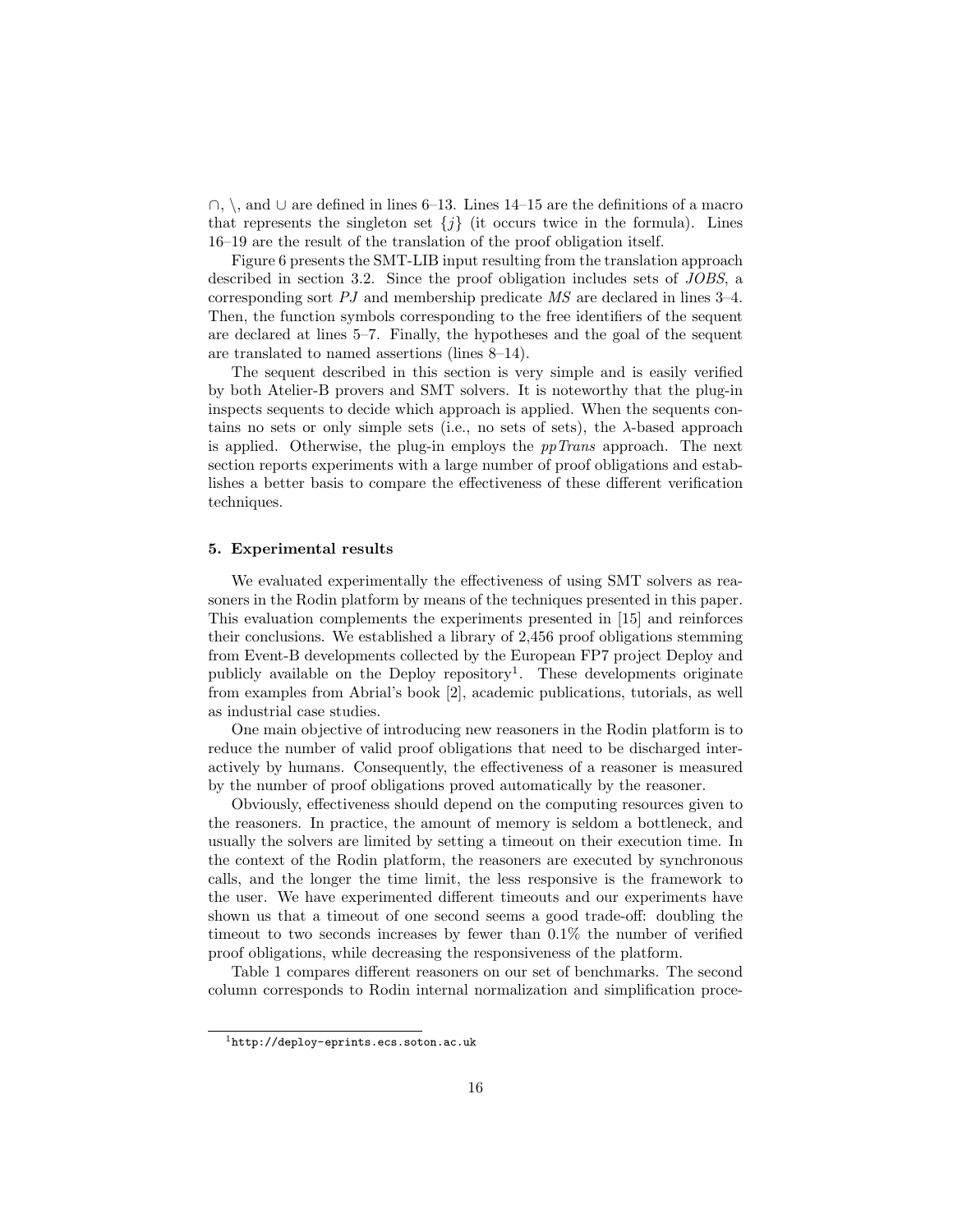$\cap$, $\setminus$, and $\cup$ are defined in lines 6–13. Lines 14–15 are the definitions of a macro that represents the singleton set $\{j\}$ (it occurs twice in the formula). Lines 16–19 are the result of the translation of the proof obligation itself.

Figure 6 presents the SMT-LIB input resulting from the translation approach described in section 3.2. Since the proof obligation includes sets of *JOBS*, a corresponding sort *PJ* and membership predicate *MS* are declared in lines 3–4. Then, the function symbols corresponding to the free identifiers of the sequent are declared at lines 5–7. Finally, the hypotheses and the goal of the sequent are translated to named assertions (lines 8–14).

The sequent described in this section is very simple and is easily verified by both Atelier-B provers and SMT solvers. It is noteworthy that the plug-in inspects sequents to decide which approach is applied. When the sequents contains no sets or only simple sets (i.e., no sets of sets), the $\lambda$-based approach is applied. Otherwise, the plug-in employs the *ppTrans* approach. The next section reports experiments with a large number of proof obligations and establishes a better basis to compare the effectiveness of these different verification techniques.

## 5. Experimental results

We evaluated experimentally the effectiveness of using SMT solvers as reasoners in the Rodin platform by means of the techniques presented in this paper. This evaluation complements the experiments presented in [15] and reinforces their conclusions. We established a library of 2,456 proof obligations stemming from Event-B developments collected by the European FP7 project Deploy and publicly available on the Deploy repository[1]. These developments originate from examples from Abrial's book [2], academic publications, tutorials, as well as industrial case studies.

One main objective of introducing new reasoners in the Rodin platform is to reduce the number of valid proof obligations that need to be discharged interactively by humans. Consequently, the effectiveness of a reasoner is measured by the number of proof obligations proved automatically by the reasoner.

Obviously, effectiveness should depend on the computing resources given to the reasoners. In practice, the amount of memory is seldom a bottleneck, and usually the solvers are limited by setting a timeout on their execution time. In the context of the Rodin platform, the reasoners are executed by synchronous calls, and the longer the time limit, the less responsive is the framework to the user. We have experimented different timeouts and our experiments have shown us that a timeout of one second seems a good trade-off: doubling the timeout to two seconds increases by fewer than 0.1% the number of verified proof obligations, while decreasing the responsiveness of the platform.

Table 1 compares different reasoners on our set of benchmarks. The second column corresponds to Rodin internal normalization and simplification proce-

[1] `http://deploy-eprints.ecs.soton.ac.uk`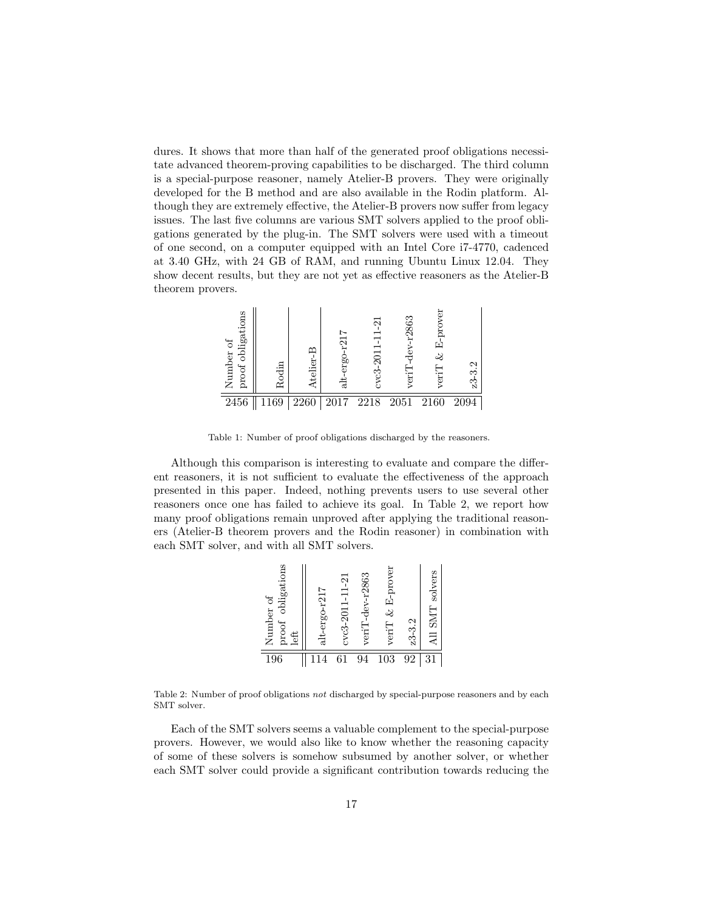dures. It shows that more than half of the generated proof obligations necessitate advanced theorem-proving capabilities to be discharged. The third column is a special-purpose reasoner, namely Atelier-B provers. They were originally developed for the B method and are also available in the Rodin platform. Although they are extremely effective, the Atelier-B provers now suffer from legacy issues. The last five columns are various SMT solvers applied to the proof obligations generated by the plug-in. The SMT solvers were used with a timeout of one second, on a computer equipped with an Intel Core i7-4770, cadenced at 3.40 GHz, with 24 GB of RAM, and running Ubuntu Linux 12.04. They show decent results, but they are not yet as effective reasoners as the Atelier-B theorem provers.

| Number of proof obligations | Rodin | Atelier-B | alt-ergo-r217 | cvc3-2011-11-21 | veriT-dev-r2863 | veriT & E-prover | z3-3.2 |
|---|---|---|---|---|---|---|---|
| 2456 | 1169 | 2260 | 2017 | 2218 | 2051 | 2160 | 2094 |

Table 1: Number of proof obligations discharged by the reasoners.

Although this comparison is interesting to evaluate and compare the different reasoners, it is not sufficient to evaluate the effectiveness of the approach presented in this paper. Indeed, nothing prevents users to use several other reasoners once one has failed to achieve its goal. In Table 2, we report how many proof obligations remain unproved after applying the traditional reasoners (Atelier-B theorem provers and the Rodin reasoner) in combination with each SMT solver, and with all SMT solvers.

| Number of proof obligations left | alt-ergo-r217 | cvc3-2011-11-21 | veriT-dev-r2863 | veriT & E-prover | z3-3.2 | All SMT solvers |
|---|---|---|---|---|---|---|
| 196 | 114 | 61 | 94 | 103 | 92 | 31 |

Table 2: Number of proof obligations *not* discharged by special-purpose reasoners and by each SMT solver.

Each of the SMT solvers seems a valuable complement to the special-purpose provers. However, we would also like to know whether the reasoning capacity of some of these solvers is somehow subsumed by another solver, or whether each SMT solver could provide a significant contribution towards reducing the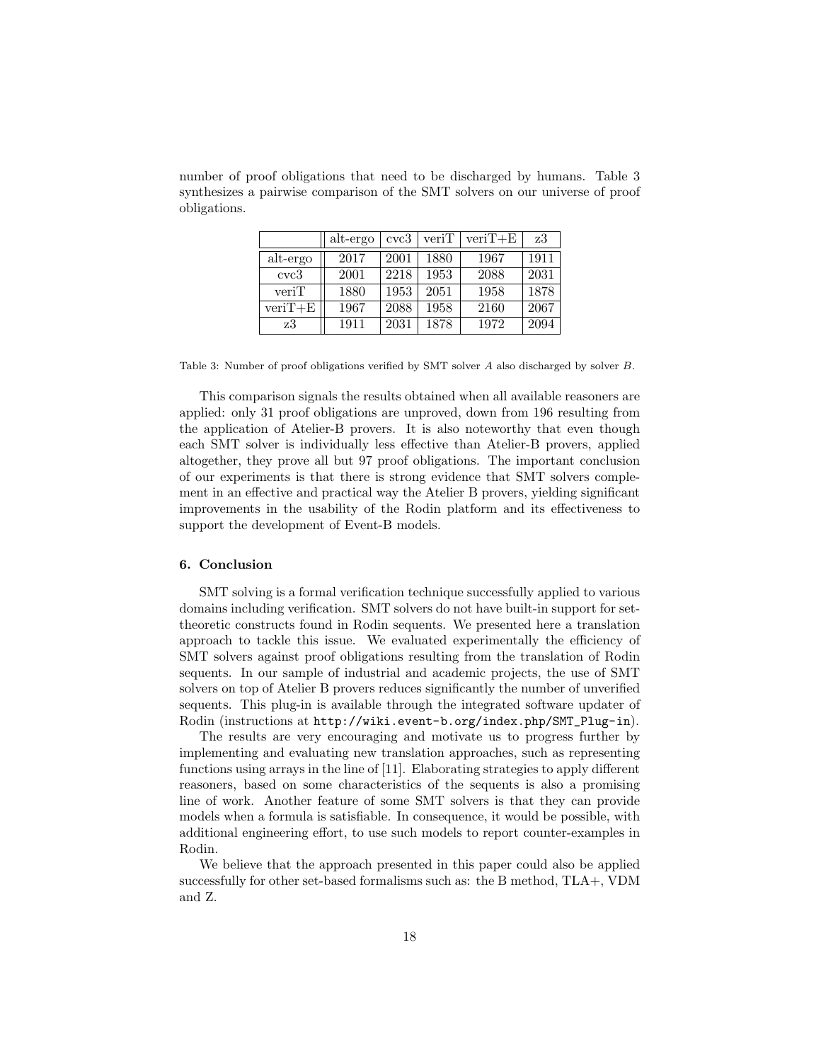number of proof obligations that need to be discharged by humans. Table 3 synthesizes a pairwise comparison of the SMT solvers on our universe of proof obligations.

| | alt-ergo | cvc3 | veriT | veriT+E | z3 |
|---|---|---|---|---|---|
| alt-ergo | 2017 | 2001 | 1880 | 1967 | 1911 |
| cvc3 | 2001 | 2218 | 1953 | 2088 | 2031 |
| veriT | 1880 | 1953 | 2051 | 1958 | 1878 |
| veriT+E | 1967 | 2088 | 1958 | 2160 | 2067 |
| z3 | 1911 | 2031 | 1878 | 1972 | 2094 |

Table 3: Number of proof obligations verified by SMT solver $A$ also discharged by solver $B$.

This comparison signals the results obtained when all available reasoners are applied: only 31 proof obligations are unproved, down from 196 resulting from the application of Atelier-B provers. It is also noteworthy that even though each SMT solver is individually less effective than Atelier-B provers, applied altogether, they prove all but 97 proof obligations. The important conclusion of our experiments is that there is strong evidence that SMT solvers complement in an effective and practical way the Atelier B provers, yielding significant improvements in the usability of the Rodin platform and its effectiveness to support the development of Event-B models.

### 6. Conclusion

SMT solving is a formal verification technique successfully applied to various domains including verification. SMT solvers do not have built-in support for set-theoretic constructs found in Rodin sequents. We presented here a translation approach to tackle this issue. We evaluated experimentally the efficiency of SMT solvers against proof obligations resulting from the translation of Rodin sequents. In our sample of industrial and academic projects, the use of SMT solvers on top of Atelier B provers reduces significantly the number of unverified sequents. This plug-in is available through the integrated software updater of Rodin (instructions at `http://wiki.event-b.org/index.php/SMT_Plug-in`).

The results are very encouraging and motivate us to progress further by implementing and evaluating new translation approaches, such as representing functions using arrays in the line of [11]. Elaborating strategies to apply different reasoners, based on some characteristics of the sequents is also a promising line of work. Another feature of some SMT solvers is that they can provide models when a formula is satisfiable. In consequence, it would be possible, with additional engineering effort, to use such models to report counter-examples in Rodin.

We believe that the approach presented in this paper could also be applied successfully for other set-based formalisms such as: the B method, TLA+, VDM and Z.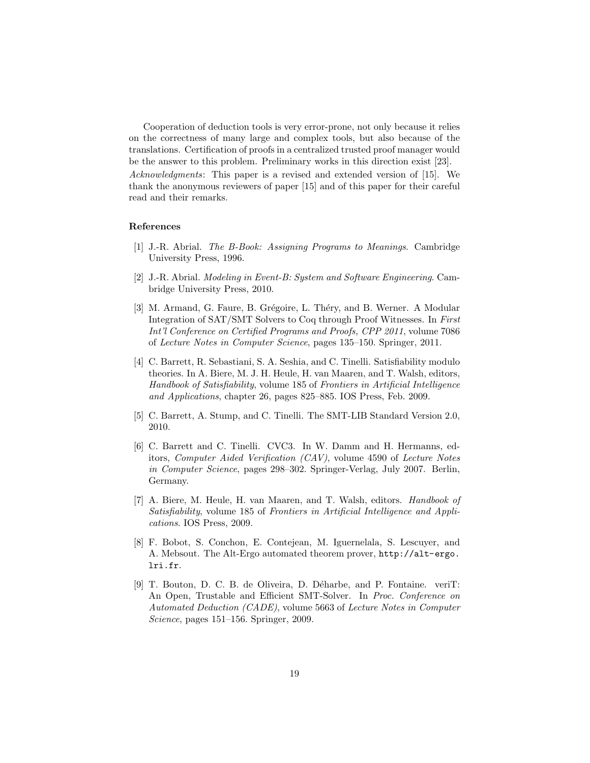Cooperation of deduction tools is very error-prone, not only because it relies on the correctness of many large and complex tools, but also because of the translations. Certification of proofs in a centralized trusted proof manager would be the answer to this problem. Preliminary works in this direction exist [23].

*Acknowledgments*: This paper is a revised and extended version of [15]. We thank the anonymous reviewers of paper [15] and of this paper for their careful read and their remarks.

### References

[1] J.-R. Abrial. *The B-Book: Assigning Programs to Meanings*. Cambridge University Press, 1996.

[2] J.-R. Abrial. *Modeling in Event-B: System and Software Engineering*. Cambridge University Press, 2010.

[3] M. Armand, G. Faure, B. Grégoire, L. Théry, and B. Werner. A Modular Integration of SAT/SMT Solvers to Coq through Proof Witnesses. In *First Int'l Conference on Certified Programs and Proofs, CPP 2011*, volume 7086 of *Lecture Notes in Computer Science*, pages 135–150. Springer, 2011.

[4] C. Barrett, R. Sebastiani, S. A. Seshia, and C. Tinelli. Satisfiability modulo theories. In A. Biere, M. J. H. Heule, H. van Maaren, and T. Walsh, editors, *Handbook of Satisfiability*, volume 185 of *Frontiers in Artificial Intelligence and Applications*, chapter 26, pages 825–885. IOS Press, Feb. 2009.

[5] C. Barrett, A. Stump, and C. Tinelli. The SMT-LIB Standard Version 2.0, 2010.

[6] C. Barrett and C. Tinelli. CVC3. In W. Damm and H. Hermanns, editors, *Computer Aided Verification (CAV)*, volume 4590 of *Lecture Notes in Computer Science*, pages 298–302. Springer-Verlag, July 2007. Berlin, Germany.

[7] A. Biere, M. Heule, H. van Maaren, and T. Walsh, editors. *Handbook of Satisfiability*, volume 185 of *Frontiers in Artificial Intelligence and Applications*. IOS Press, 2009.

[8] F. Bobot, S. Conchon, E. Contejean, M. Iguernelala, S. Lescuyer, and A. Mebsout. The Alt-Ergo automated theorem prover, `http://alt-ergo.lri.fr`.

[9] T. Bouton, D. C. B. de Oliveira, D. Déharbe, and P. Fontaine. veriT: An Open, Trustable and Efficient SMT-Solver. In *Proc. Conference on Automated Deduction (CADE)*, volume 5663 of *Lecture Notes in Computer Science*, pages 151–156. Springer, 2009.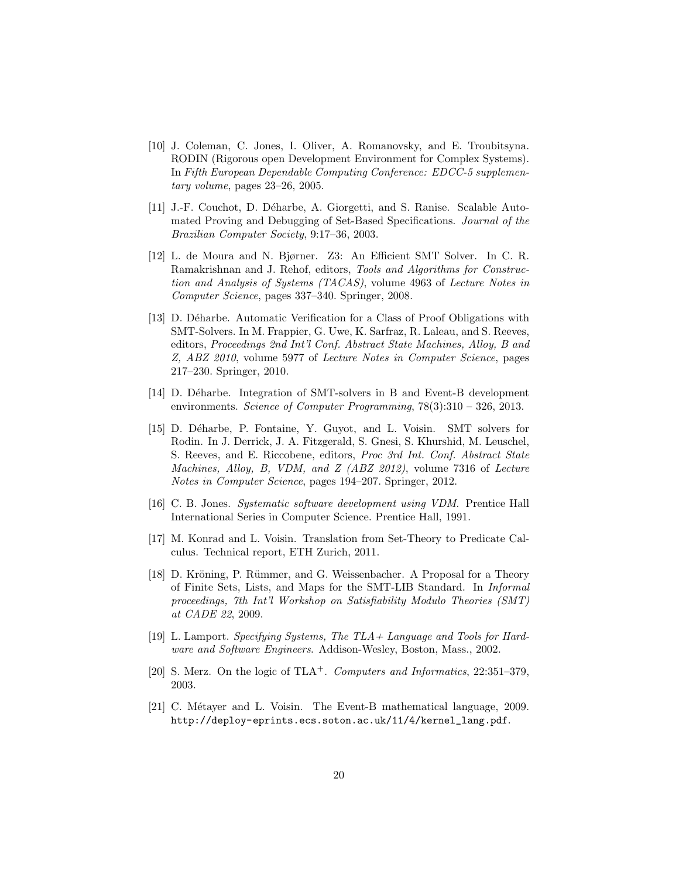[10] J. Coleman, C. Jones, I. Oliver, A. Romanovsky, and E. Troubitsyna. RODIN (Rigorous open Development Environment for Complex Systems). In *Fifth European Dependable Computing Conference: EDCC-5 supplementary volume*, pages 23–26, 2005.

[11] J.-F. Couchot, D. Déharbe, A. Giorgetti, and S. Ranise. Scalable Automated Proving and Debugging of Set-Based Specifications. *Journal of the Brazilian Computer Society*, 9:17–36, 2003.

[12] L. de Moura and N. Bjørner. Z3: An Efficient SMT Solver. In C. R. Ramakrishnan and J. Rehof, editors, *Tools and Algorithms for Construction and Analysis of Systems (TACAS)*, volume 4963 of *Lecture Notes in Computer Science*, pages 337–340. Springer, 2008.

[13] D. Déharbe. Automatic Verification for a Class of Proof Obligations with SMT-Solvers. In M. Frappier, G. Uwe, K. Sarfraz, R. Laleau, and S. Reeves, editors, *Proceedings 2nd Int'l Conf. Abstract State Machines, Alloy, B and Z, ABZ 2010*, volume 5977 of *Lecture Notes in Computer Science*, pages 217–230. Springer, 2010.

[14] D. Déharbe. Integration of SMT-solvers in B and Event-B development environments. *Science of Computer Programming*, 78(3):310 – 326, 2013.

[15] D. Déharbe, P. Fontaine, Y. Guyot, and L. Voisin. SMT solvers for Rodin. In J. Derrick, J. A. Fitzgerald, S. Gnesi, S. Khurshid, M. Leuschel, S. Reeves, and E. Riccobene, editors, *Proc 3rd Int. Conf. Abstract State Machines, Alloy, B, VDM, and Z (ABZ 2012)*, volume 7316 of *Lecture Notes in Computer Science*, pages 194–207. Springer, 2012.

[16] C. B. Jones. *Systematic software development using VDM*. Prentice Hall International Series in Computer Science. Prentice Hall, 1991.

[17] M. Konrad and L. Voisin. Translation from Set-Theory to Predicate Calculus. Technical report, ETH Zurich, 2011.

[18] D. Kröning, P. Rümmer, and G. Weissenbacher. A Proposal for a Theory of Finite Sets, Lists, and Maps for the SMT-LIB Standard. In *Informal proceedings, 7th Int'l Workshop on Satisfiability Modulo Theories (SMT) at CADE 22*, 2009.

[19] L. Lamport. *Specifying Systems, The TLA+ Language and Tools for Hardware and Software Engineers*. Addison-Wesley, Boston, Mass., 2002.

[20] S. Merz. On the logic of TLA$^+$. *Computers and Informatics*, 22:351–379, 2003.

[21] C. Métayer and L. Voisin. The Event-B mathematical language, 2009. http://deploy-eprints.ecs.soton.ac.uk/11/4/kernel_lang.pdf.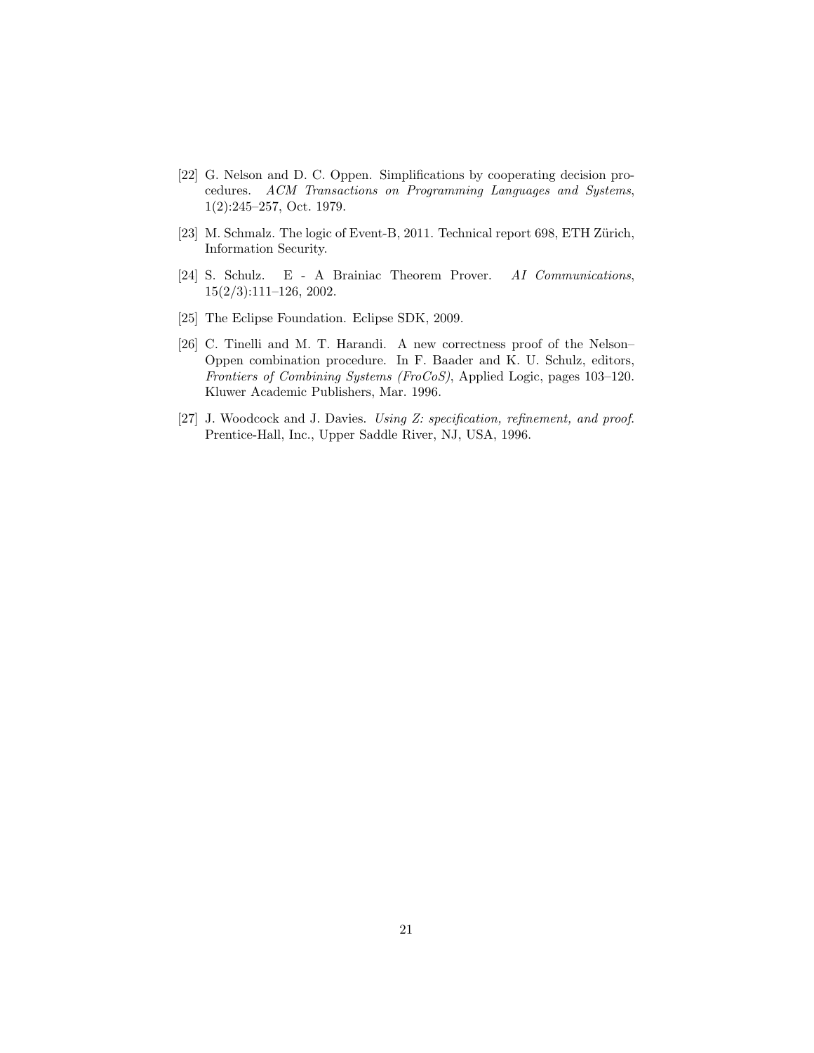[22] G. Nelson and D. C. Oppen. Simplifications by cooperating decision procedures. *ACM Transactions on Programming Languages and Systems*, 1(2):245–257, Oct. 1979.

[23] M. Schmalz. The logic of Event-B, 2011. Technical report 698, ETH Zürich, Information Security.

[24] S. Schulz. E - A Brainiac Theorem Prover. *AI Communications*, 15(2/3):111–126, 2002.

[25] The Eclipse Foundation. Eclipse SDK, 2009.

[26] C. Tinelli and M. T. Harandi. A new correctness proof of the Nelson–Oppen combination procedure. In F. Baader and K. U. Schulz, editors, *Frontiers of Combining Systems (FroCoS)*, Applied Logic, pages 103–120. Kluwer Academic Publishers, Mar. 1996.

[27] J. Woodcock and J. Davies. *Using Z: specification, refinement, and proof.* Prentice-Hall, Inc., Upper Saddle River, NJ, USA, 1996.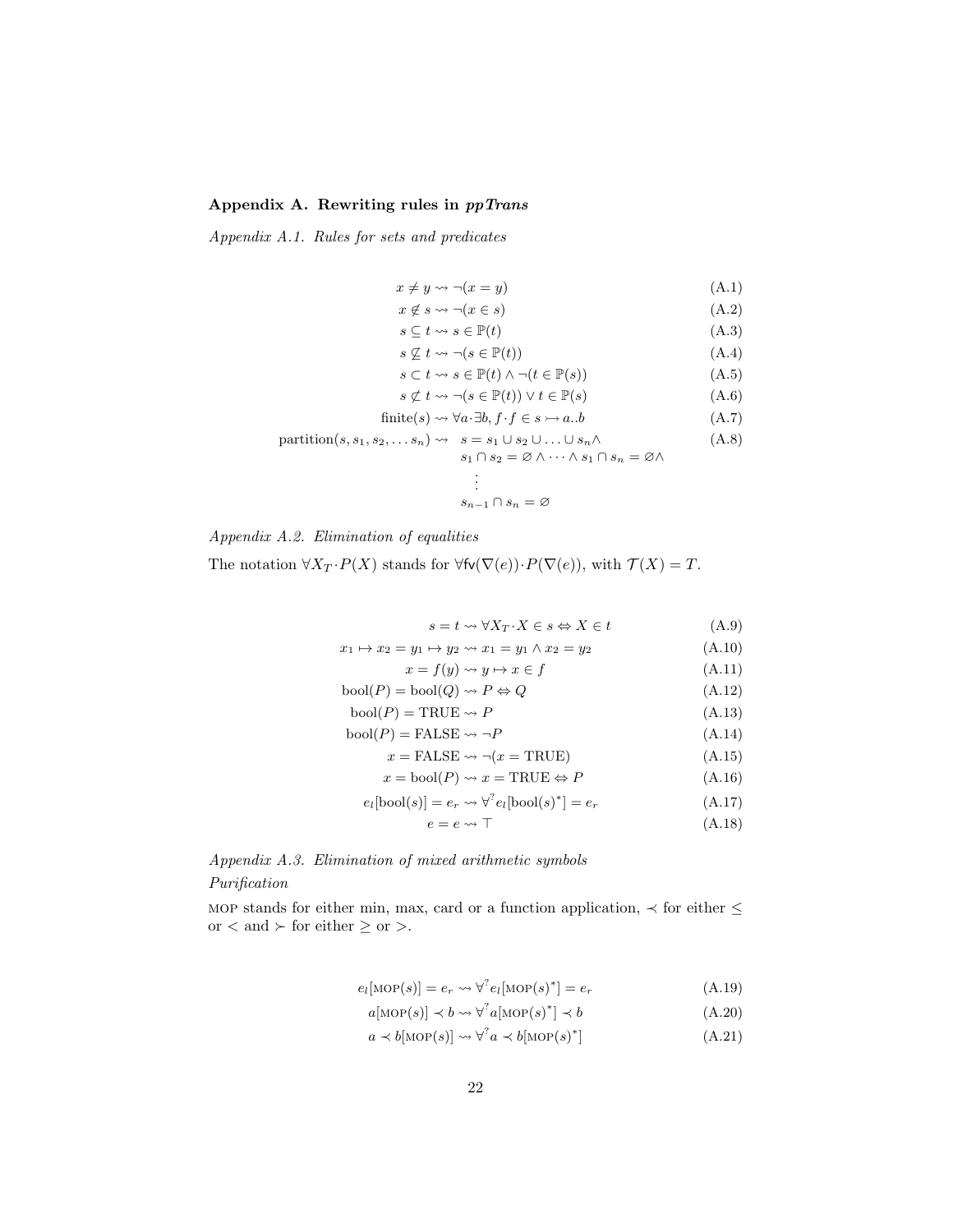## Appendix A. Rewriting rules in *ppTrans*

### *Appendix A.1. Rules for sets and predicates*

$$x \neq y \rightsquigarrow \neg(x = y) \tag{A.1}$$

$$x \notin s \rightsquigarrow \neg(x \in s) \tag{A.2}$$

$$s \subseteq t \rightsquigarrow s \in \mathbb{P}(t) \tag{A.3}$$

$$s \not\subseteq t \rightsquigarrow \neg(s \in \mathbb{P}(t)) \tag{A.4}$$

$$s \subset t \rightsquigarrow s \in \mathbb{P}(t) \wedge \neg(t \in \mathbb{P}(s)) \tag{A.5}$$

$$s \not\subset t \rightsquigarrow \neg(s \in \mathbb{P}(t)) \vee t \in \mathbb{P}(s) \tag{A.6}$$

$$\text{finite}(s) \rightsquigarrow \forall a \cdot \exists b, f \cdot f \in s \rightarrowtail a..b \tag{A.7}$$

$$\begin{aligned} \text{partition}(s, s_1, s_2, \ldots s_n) \rightsquigarrow \quad & s = s_1 \cup s_2 \cup \ldots \cup s_n \wedge \\ & s_1 \cap s_2 = \varnothing \wedge \cdots \wedge s_1 \cap s_n = \varnothing \wedge \\ & \quad \vdots \\ & s_{n-1} \cap s_n = \varnothing \end{aligned} \tag{A.8}$$

### *Appendix A.2. Elimination of equalities*

The notation $\forall X_T \cdot P(X)$ stands for $\forall \mathsf{fv}(\nabla(e)) \cdot P(\nabla(e))$, with $\mathcal{T}(X) = T$.

$$s = t \rightsquigarrow \forall X_T \cdot X \in s \Leftrightarrow X \in t \tag{A.9}$$

$$x_1 \mapsto x_2 = y_1 \mapsto y_2 \rightsquigarrow x_1 = y_1 \wedge x_2 = y_2 \tag{A.10}$$

$$x = f(y) \rightsquigarrow y \mapsto x \in f \tag{A.11}$$

$$\text{bool}(P) = \text{bool}(Q) \rightsquigarrow P \Leftrightarrow Q \tag{A.12}$$

$$\text{bool}(P) = \text{TRUE} \rightsquigarrow P \tag{A.13}$$

$$\text{bool}(P) = \text{FALSE} \rightsquigarrow \neg P \tag{A.14}$$

$$x = \text{FALSE} \rightsquigarrow \neg(x = \text{TRUE}) \tag{A.15}$$

$$x = \text{bool}(P) \rightsquigarrow x = \text{TRUE} \Leftrightarrow P \tag{A.16}$$

$$e_l[\text{bool}(s)] = e_r \rightsquigarrow \forall^? e_l[\text{bool}(s)^*] = e_r \tag{A.17}$$

$$e = e \rightsquigarrow \top \tag{A.18}$$

### *Appendix A.3. Elimination of mixed arithmetic symbols*

*Purification*

MOP stands for either min, max, card or a function application, $\prec$ for either $\leq$ or $<$ and $\succ$ for either $\geq$ or $>$.

$$e_l[\text{MOP}(s)] = e_r \rightsquigarrow \forall^? e_l[\text{MOP}(s)^*] = e_r \tag{A.19}$$

$$a[\text{MOP}(s)] \prec b \rightsquigarrow \forall^? a[\text{MOP}(s)^*] \prec b \tag{A.20}$$

$$a \prec b[\text{MOP}(s)] \rightsquigarrow \forall^? a \prec b[\text{MOP}(s)^*] \tag{A.21}$$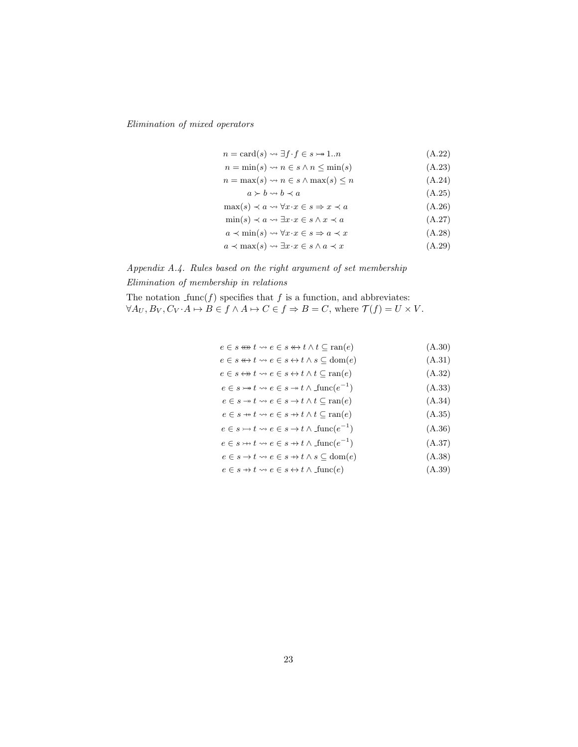*Elimination of mixed operators*

$$n = \mathrm{card}(s) \rightsquigarrow \exists f \cdot f \in s \rightarrowtail\!\!\!\!\twoheadrightarrow 1..n \tag{A.22}$$

$$n = \min(s) \rightsquigarrow n \in s \land n \leq \min(s) \tag{A.23}$$

$$n = \max(s) \rightsquigarrow n \in s \land \max(s) \leq n \tag{A.24}$$

$$a \succ b \rightsquigarrow b \prec a \tag{A.25}$$

$$\max(s) \prec a \rightsquigarrow \forall x \cdot x \in s \Rightarrow x \prec a \tag{A.26}$$

$$\min(s) \prec a \rightsquigarrow \exists x \cdot x \in s \land x \prec a \tag{A.27}$$

$$a \prec \min(s) \rightsquigarrow \forall x \cdot x \in s \Rightarrow a \prec x \tag{A.28}$$

$$a \prec \max(s) \rightsquigarrow \exists x \cdot x \in s \land a \prec x \tag{A.29}$$

*Appendix A.4. Rules based on the right argument of set membership*

*Elimination of membership in relations*

The notation $\_\mathrm{func}(f)$ specifies that $f$ is a function, and abbreviates: $\forall A_U, B_V, C_V \cdot A \mapsto B \in f \land A \mapsto C \in f \Rightarrow B = C$, where $\mathcal{T}(f) = U \times V$.

$$e \in s \twoheadleftrightarrow\!\!\!\!\!\twoheadrightarrow t \rightsquigarrow e \in s \twoheadleftrightarrow t \land t \subseteq \mathrm{ran}(e) \tag{A.30}$$

$$e \in s \twoheadleftrightarrow t \rightsquigarrow e \in s \leftrightarrow t \land s \subseteq \mathrm{dom}(e) \tag{A.31}$$

$$e \in s \leftrightarrow\!\!\!\!\!\twoheadrightarrow t \rightsquigarrow e \in s \leftrightarrow t \land t \subseteq \mathrm{ran}(e) \tag{A.32}$$

$$e \in s \rightarrowtail\!\!\!\!\twoheadrightarrow t \rightsquigarrow e \in s \twoheadrightarrow t \land \_\mathrm{func}(e^{-1}) \tag{A.33}$$

$$e \in s \twoheadrightarrow t \rightsquigarrow e \in s \rightarrow t \land t \subseteq \mathrm{ran}(e) \tag{A.34}$$

$$e \in s \mathrel{+\!\!\!\!\twoheadrightarrow} t \rightsquigarrow e \in s \mathrel{+\!\!\!\!\rightarrow} t \land t \subseteq \mathrm{ran}(e) \tag{A.35}$$

$$e \in s \rightarrowtail t \rightsquigarrow e \in s \rightarrow t \land \_\mathrm{func}(e^{-1}) \tag{A.36}$$

$$e \in s \mathrel{\rightarrowtail\!\!\!\!\!+} t \rightsquigarrow e \in s \mathrel{+\!\!\!\!\rightarrow} t \land \_\mathrm{func}(e^{-1}) \tag{A.37}$$

$$e \in s \rightarrow t \rightsquigarrow e \in s \mathrel{+\!\!\!\!\rightarrow} t \land s \subseteq \mathrm{dom}(e) \tag{A.38}$$

$$e \in s \mathrel{+\!\!\!\!\rightarrow} t \rightsquigarrow e \in s \leftrightarrow t \land \_\mathrm{func}(e) \tag{A.39}$$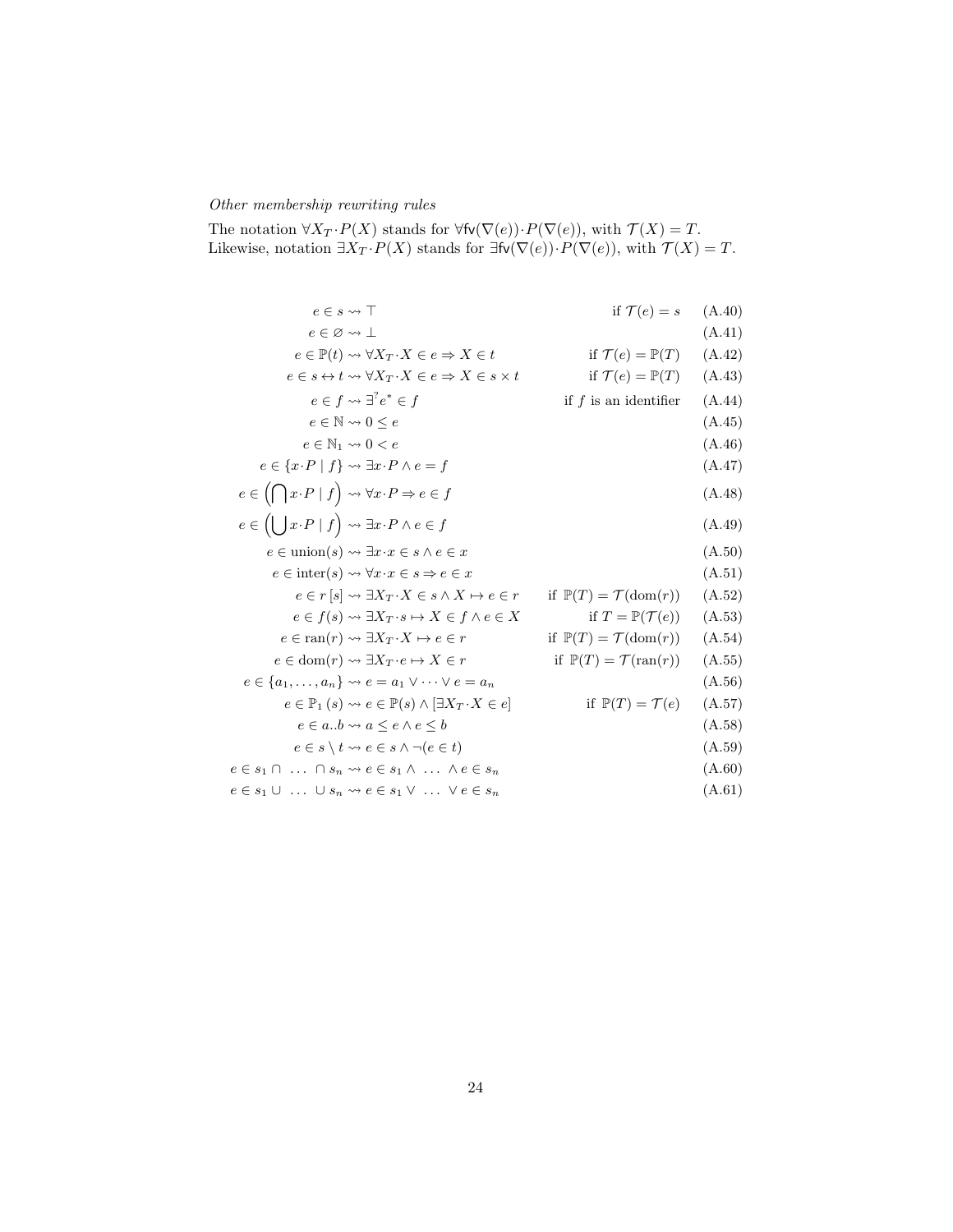*Other membership rewriting rules*

The notation $\forall X_T \cdot P(X)$ stands for $\forall \mathsf{fv}(\nabla(e)) \cdot P(\nabla(e))$, with $\mathcal{T}(X) = T$.
Likewise, notation $\exists X_T \cdot P(X)$ stands for $\exists \mathsf{fv}(\nabla(e)) \cdot P(\nabla(e))$, with $\mathcal{T}(X) = T$.

$$e \in s \rightsquigarrow \top \qquad \text{if } \mathcal{T}(e) = s \tag{A.40}$$

$$e \in \varnothing \rightsquigarrow \bot \tag{A.41}$$

$$e \in \mathbb{P}(t) \rightsquigarrow \forall X_T \cdot X \in e \Rightarrow X \in t \qquad \text{if } \mathcal{T}(e) = \mathbb{P}(T) \tag{A.42}$$

$$e \in s \leftrightarrow t \rightsquigarrow \forall X_T \cdot X \in e \Rightarrow X \in s \times t \qquad \text{if } \mathcal{T}(e) = \mathbb{P}(T) \tag{A.43}$$

$$e \in f \rightsquigarrow \exists^? e^* \in f \qquad \text{if } f \text{ is an identifier} \tag{A.44}$$

$$e \in \mathbb{N} \rightsquigarrow 0 \leq e \tag{A.45}$$

$$e \in \mathbb{N}_1 \rightsquigarrow 0 < e \tag{A.46}$$

$$e \in \{x \cdot P \mid f\} \rightsquigarrow \exists x \cdot P \wedge e = f \tag{A.47}$$

$$e \in \left(\bigcap x \cdot P \mid f\right) \rightsquigarrow \forall x \cdot P \Rightarrow e \in f \tag{A.48}$$

$$e \in \left(\bigcup x \cdot P \mid f\right) \rightsquigarrow \exists x \cdot P \wedge e \in f \tag{A.49}$$

$$e \in \mathrm{union}(s) \rightsquigarrow \exists x \cdot x \in s \wedge e \in x \tag{A.50}$$

$$e \in \mathrm{inter}(s) \rightsquigarrow \forall x \cdot x \in s \Rightarrow e \in x \tag{A.51}$$

$$e \in r[s] \rightsquigarrow \exists X_T \cdot X \in s \wedge X \mapsto e \in r \qquad \text{if } \mathbb{P}(T) = \mathcal{T}(\mathrm{dom}(r)) \tag{A.52}$$

$$e \in f(s) \rightsquigarrow \exists X_T \cdot s \mapsto X \in f \wedge e \in X \qquad \text{if } T = \mathbb{P}(\mathcal{T}(e)) \tag{A.53}$$

$$e \in \mathrm{ran}(r) \rightsquigarrow \exists X_T \cdot X \mapsto e \in r \qquad \text{if } \mathbb{P}(T) = \mathcal{T}(\mathrm{dom}(r)) \tag{A.54}$$

$$e \in \mathrm{dom}(r) \rightsquigarrow \exists X_T \cdot e \mapsto X \in r \qquad \text{if } \mathbb{P}(T) = \mathcal{T}(\mathrm{ran}(r)) \tag{A.55}$$

$$e \in \{a_1, \ldots, a_n\} \rightsquigarrow e = a_1 \vee \cdots \vee e = a_n \tag{A.56}$$

$$e \in \mathbb{P}_1(s) \rightsquigarrow e \in \mathbb{P}(s) \wedge [\exists X_T \cdot X \in e] \qquad \text{if } \mathbb{P}(T) = \mathcal{T}(e) \tag{A.57}$$

$$e \in a..b \rightsquigarrow a \leq e \wedge e \leq b \tag{A.58}$$

$$e \in s \setminus t \rightsquigarrow e \in s \wedge \neg(e \in t) \tag{A.59}$$

$$e \in s_1 \cap \ \ldots \ \cap s_n \rightsquigarrow e \in s_1 \wedge \ \ldots \ \wedge e \in s_n \tag{A.60}$$

$$e \in s_1 \cup \ \ldots \ \cup s_n \rightsquigarrow e \in s_1 \vee \ \ldots \ \vee e \in s_n \tag{A.61}$$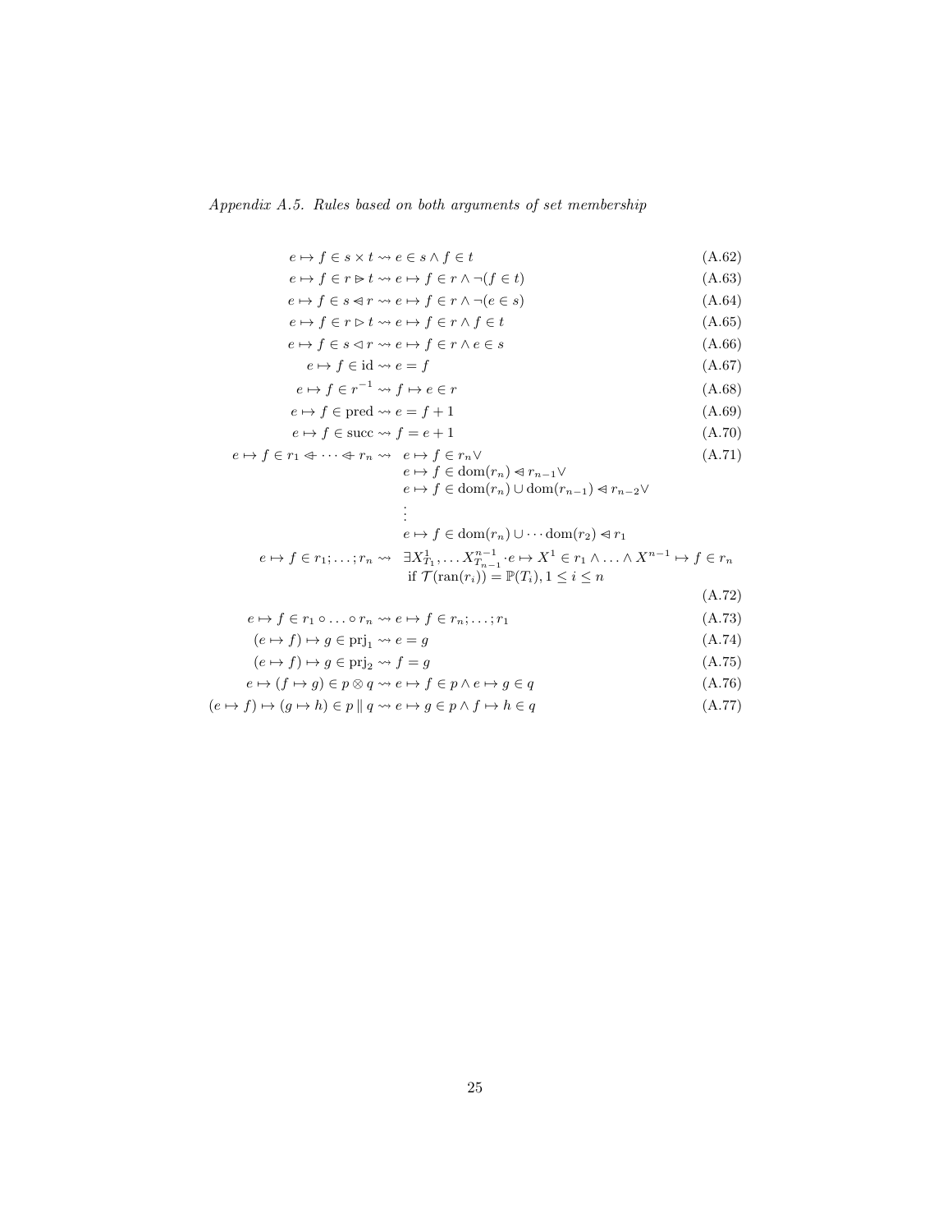*Appendix A.5. Rules based on both arguments of set membership*

$$e \mapsto f \in s \times t \rightsquigarrow e \in s \wedge f \in t \tag{A.62}$$

$$e \mapsto f \in r \mathbin{⩥} t \rightsquigarrow e \mapsto f \in r \wedge \neg(f \in t) \tag{A.63}$$

$$e \mapsto f \in s \mathbin{⩤} r \rightsquigarrow e \mapsto f \in r \wedge \neg(e \in s) \tag{A.64}$$

$$e \mapsto f \in r \rhd t \rightsquigarrow e \mapsto f \in r \wedge f \in t \tag{A.65}$$

$$e \mapsto f \in s \lhd r \rightsquigarrow e \mapsto f \in r \wedge e \in s \tag{A.66}$$

$$e \mapsto f \in \mathrm{id} \rightsquigarrow e = f \tag{A.67}$$

$$e \mapsto f \in r^{-1} \rightsquigarrow f \mapsto e \in r \tag{A.68}$$

$$e \mapsto f \in \mathrm{pred} \rightsquigarrow e = f + 1 \tag{A.69}$$

$$e \mapsto f \in \mathrm{succ} \rightsquigarrow f = e + 1 \tag{A.70}$$

$$\begin{aligned} e \mapsto f \in r_1 \mathbin{⩥} \cdots \mathbin{⩥} r_n \rightsquigarrow \quad & e \mapsto f \in r_n \vee \\ & e \mapsto f \in \mathrm{dom}(r_n) \mathbin{⩤} r_{n-1} \vee \\ & e \mapsto f \in \mathrm{dom}(r_n) \cup \mathrm{dom}(r_{n-1}) \mathbin{⩤} r_{n-2} \vee \\ & \vdots \\ & e \mapsto f \in \mathrm{dom}(r_n) \cup \cdots \mathrm{dom}(r_2) \mathbin{⩤} r_1 \end{aligned} \tag{A.71}$$

$$\begin{aligned} e \mapsto f \in r_1; \ldots ; r_n \rightsquigarrow \quad & \exists X^1_{T_1}, \ldots X^{n-1}_{T_{n-1}} \cdot e \mapsto X^1 \in r_1 \wedge \ldots \wedge X^{n-1} \mapsto f \in r_n \\ & \text{if } \mathcal{T}(\mathrm{ran}(r_i)) = \mathbb{P}(T_i), 1 \leq i \leq n \end{aligned} \tag{A.72}$$

$$e \mapsto f \in r_1 \circ \ldots \circ r_n \rightsquigarrow e \mapsto f \in r_n; \ldots ; r_1 \tag{A.73}$$

$$(e \mapsto f) \mapsto g \in \mathrm{prj}_1 \rightsquigarrow e = g \tag{A.74}$$

$$(e \mapsto f) \mapsto g \in \mathrm{prj}_2 \rightsquigarrow f = g \tag{A.75}$$

$$e \mapsto (f \mapsto g) \in p \otimes q \rightsquigarrow e \mapsto f \in p \wedge e \mapsto g \in q \tag{A.76}$$

$$(e \mapsto f) \mapsto (g \mapsto h) \in p \parallel q \rightsquigarrow e \mapsto g \in p \wedge f \mapsto h \in q \tag{A.77}$$